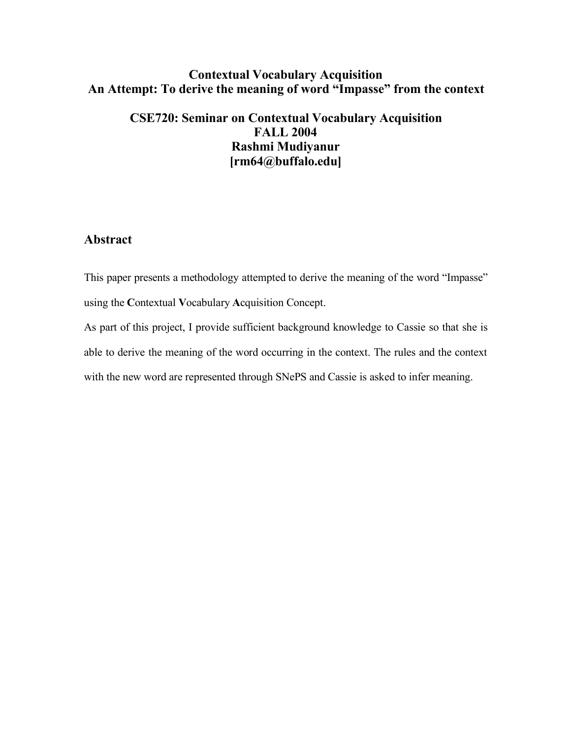# Contextual Vocabulary Acquisition
# An Attempt: To derive the meaning of word "Impasse" from the context

## CSE720: Seminar on Contextual Vocabulary Acquisition
## FALL 2004
## Rashmi Mudiyanur
## [rm64@buffalo.edu]

## Abstract

This paper presents a methodology attempted to derive the meaning of the word "Impasse" using the **C**ontextual **V**ocabulary **Ac**quisition Concept.

As part of this project, I provide sufficient background knowledge to Cassie so that she is able to derive the meaning of the word occurring in the context. The rules and the context with the new word are represented through SNePS and Cassie is asked to infer meaning.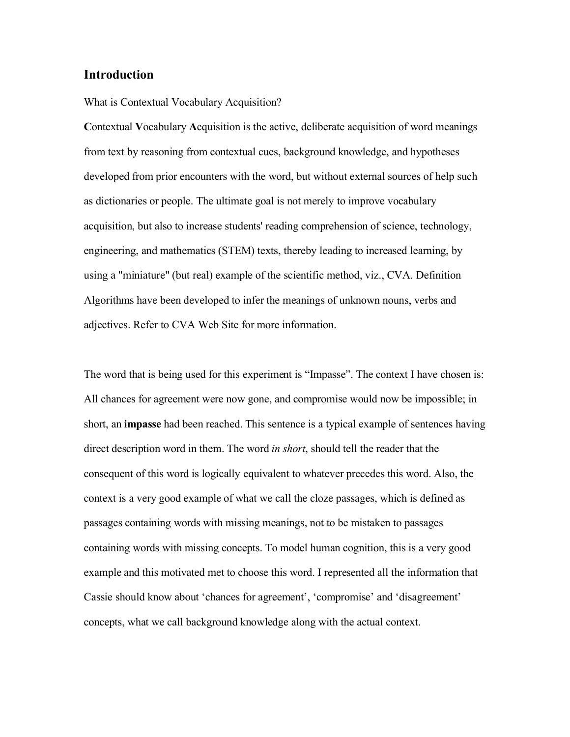## Introduction

What is Contextual Vocabulary Acquisition?

**C**ontextual **V**ocabulary **A**cquisition is the active, deliberate acquisition of word meanings from text by reasoning from contextual cues, background knowledge, and hypotheses developed from prior encounters with the word, but without external sources of help such as dictionaries or people. The ultimate goal is not merely to improve vocabulary acquisition, but also to increase students' reading comprehension of science, technology, engineering, and mathematics (STEM) texts, thereby leading to increased learning, by using a "miniature" (but real) example of the scientific method, viz., CVA. Definition Algorithms have been developed to infer the meanings of unknown nouns, verbs and adjectives. Refer to CVA Web Site for more information.

The word that is being used for this experiment is "Impasse". The context I have chosen is: All chances for agreement were now gone, and compromise would now be impossible; in short, an **impasse** had been reached. This sentence is a typical example of sentences having direct description word in them. The word *in short*, should tell the reader that the consequent of this word is logically equivalent to whatever precedes this word. Also, the context is a very good example of what we call the cloze passages, which is defined as passages containing words with missing meanings, not to be mistaken to passages containing words with missing concepts. To model human cognition, this is a very good example and this motivated met to choose this word. I represented all the information that Cassie should know about 'chances for agreement', 'compromise' and 'disagreement' concepts, what we call background knowledge along with the actual context.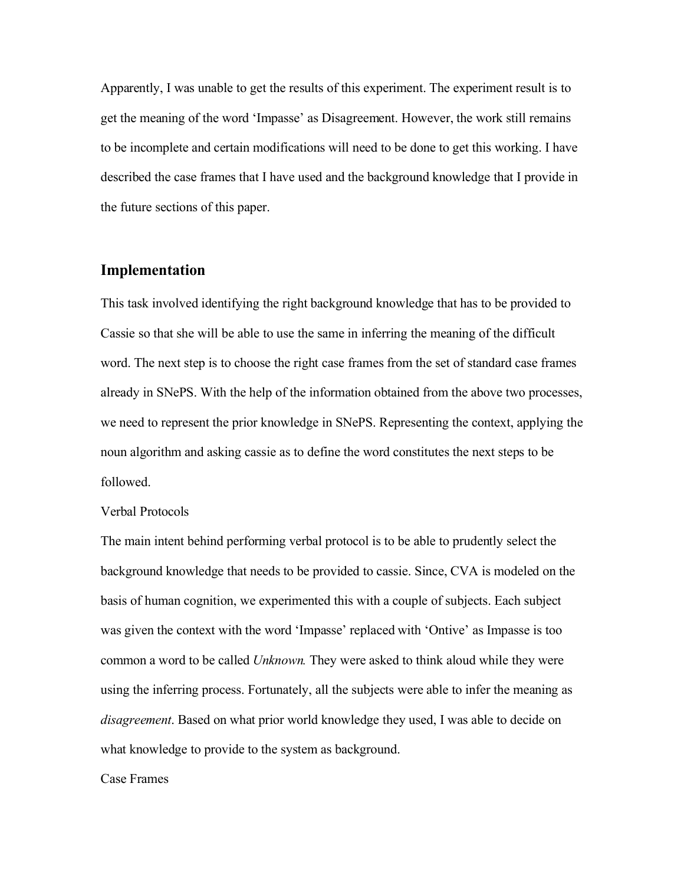Apparently, I was unable to get the results of this experiment. The experiment result is to get the meaning of the word 'Impasse' as Disagreement. However, the work still remains to be incomplete and certain modifications will need to be done to get this working. I have described the case frames that I have used and the background knowledge that I provide in the future sections of this paper.

## Implementation

This task involved identifying the right background knowledge that has to be provided to Cassie so that she will be able to use the same in inferring the meaning of the difficult word. The next step is to choose the right case frames from the set of standard case frames already in SNePS. With the help of the information obtained from the above two processes, we need to represent the prior knowledge in SNePS. Representing the context, applying the noun algorithm and asking cassie as to define the word constitutes the next steps to be followed.

Verbal Protocols

The main intent behind performing verbal protocol is to be able to prudently select the background knowledge that needs to be provided to cassie. Since, CVA is modeled on the basis of human cognition, we experimented this with a couple of subjects. Each subject was given the context with the word 'Impasse' replaced with 'Ontive' as Impasse is too common a word to be called *Unknown.* They were asked to think aloud while they were using the inferring process. Fortunately, all the subjects were able to infer the meaning as *disagreement*. Based on what prior world knowledge they used, I was able to decide on what knowledge to provide to the system as background.

Case Frames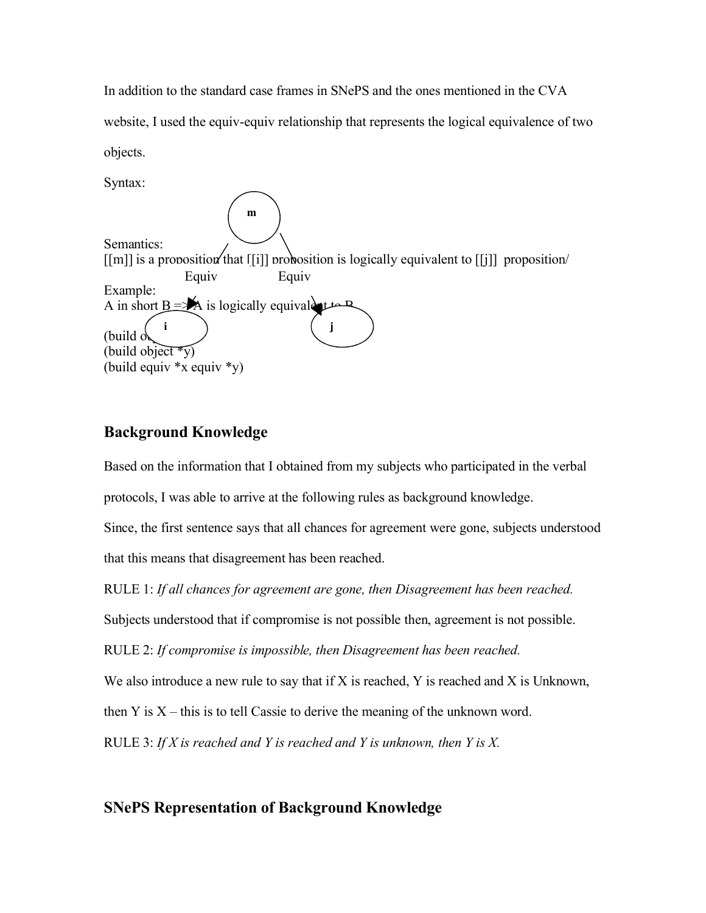In addition to the standard case frames in SNePS and the ones mentioned in the CVA website, I used the equiv-equiv relationship that represents the logical equivalence of two objects.

Syntax:

Semantics:
[[m]] is a proposition that [[i]] proposition is logically equivalent to [[j]] proposition/

Example:
A in short B => A is logically equivalent to B

```
(build object *x)
(build object *y)
(build equiv *x equiv *y)
```

## Background Knowledge

Based on the information that I obtained from my subjects who participated in the verbal protocols, I was able to arrive at the following rules as background knowledge.

Since, the first sentence says that all chances for agreement were gone, subjects understood that this means that disagreement has been reached.

RULE 1: *If all chances for agreement are gone, then Disagreement has been reached.*

Subjects understood that if compromise is not possible then, agreement is not possible.

RULE 2: *If compromise is impossible, then Disagreement has been reached.*

We also introduce a new rule to say that if X is reached, Y is reached and X is Unknown, then Y is X – this is to tell Cassie to derive the meaning of the unknown word.

RULE 3: *If X is reached and Y is reached and Y is unknown, then Y is X.*

## SNePS Representation of Background Knowledge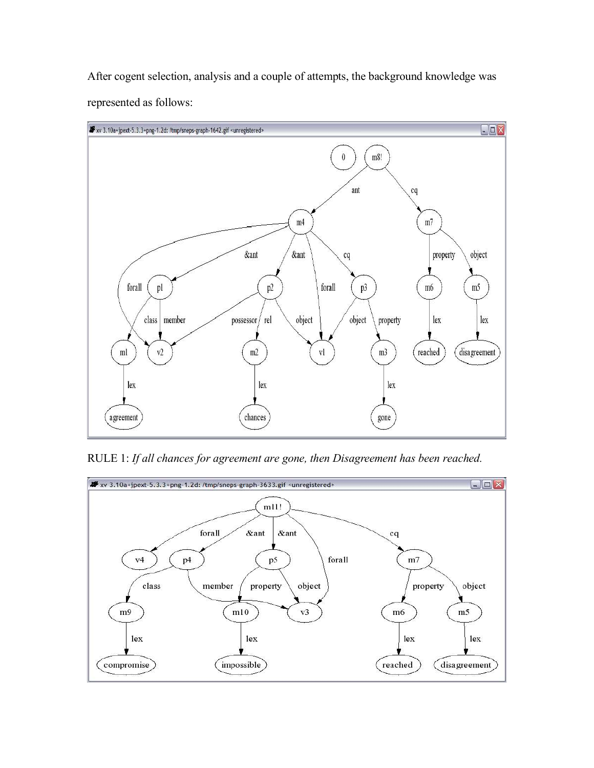After cogent selection, analysis and a couple of attempts, the background knowledge was represented as follows:

RULE 1: *If all chances for agreement are gone, then Disagreement has been reached.*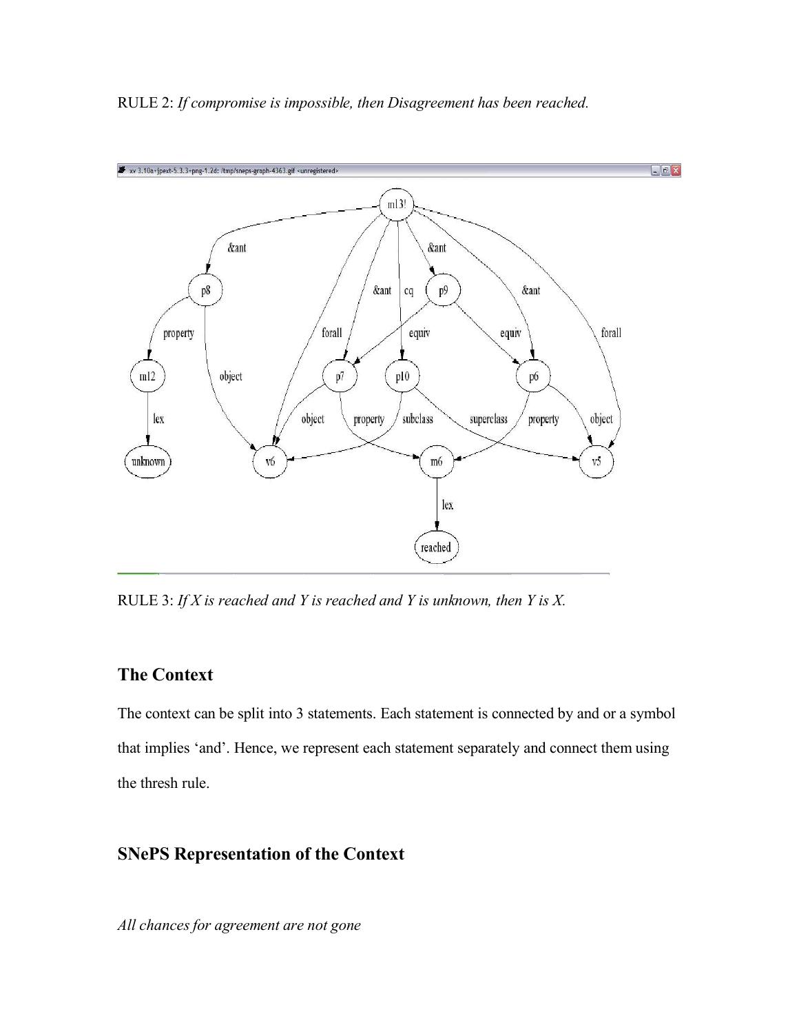RULE 2: *If compromise is impossible, then Disagreement has been reached.*

RULE 3: *If X is reached and Y is reached and Y is unknown, then Y is X.*

## The Context

The context can be split into 3 statements. Each statement is connected by and or a symbol that implies 'and'. Hence, we represent each statement separately and connect them using the thresh rule.

## SNePS Representation of the Context

*All chances for agreement are not gone*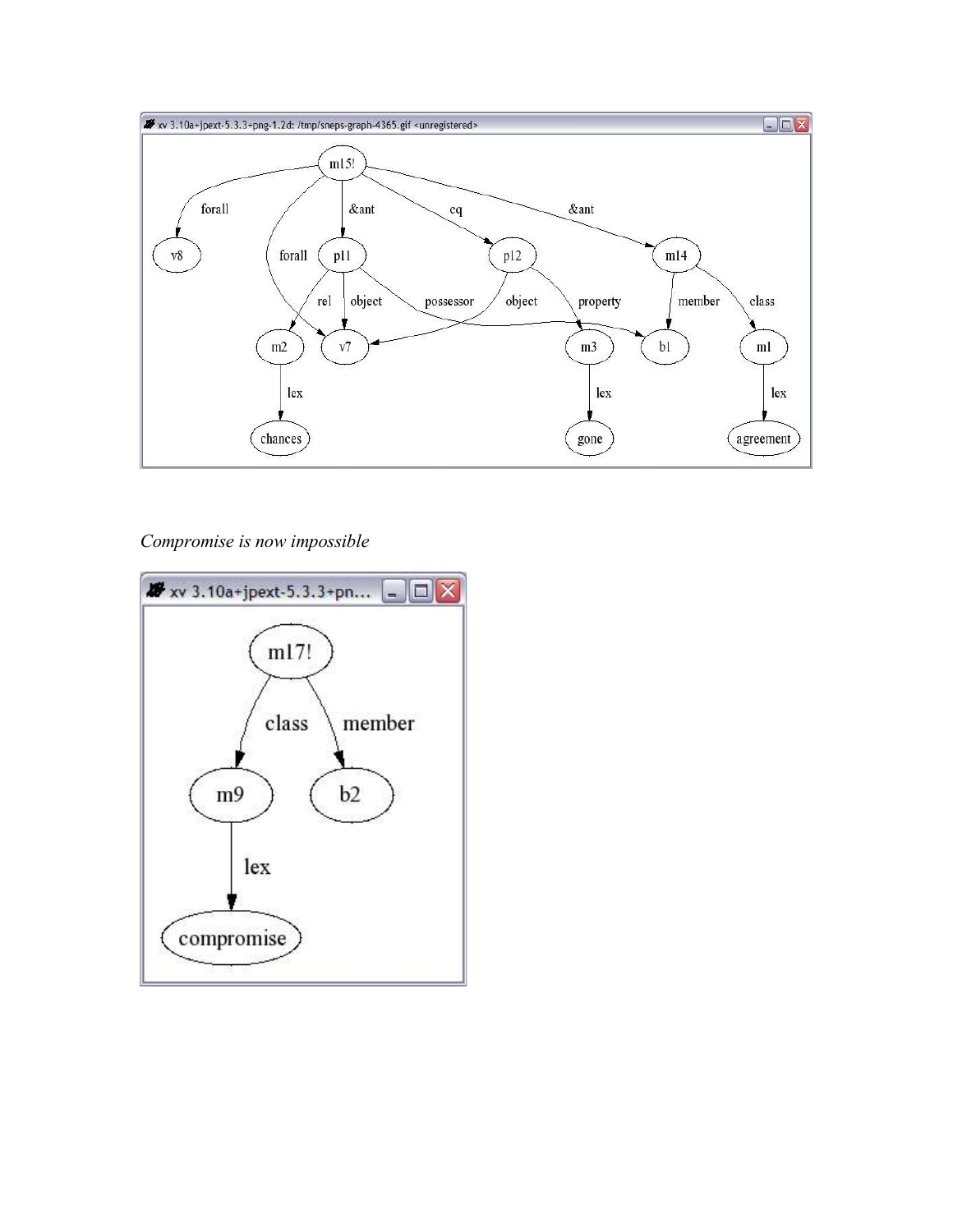*Compromise is now impossible*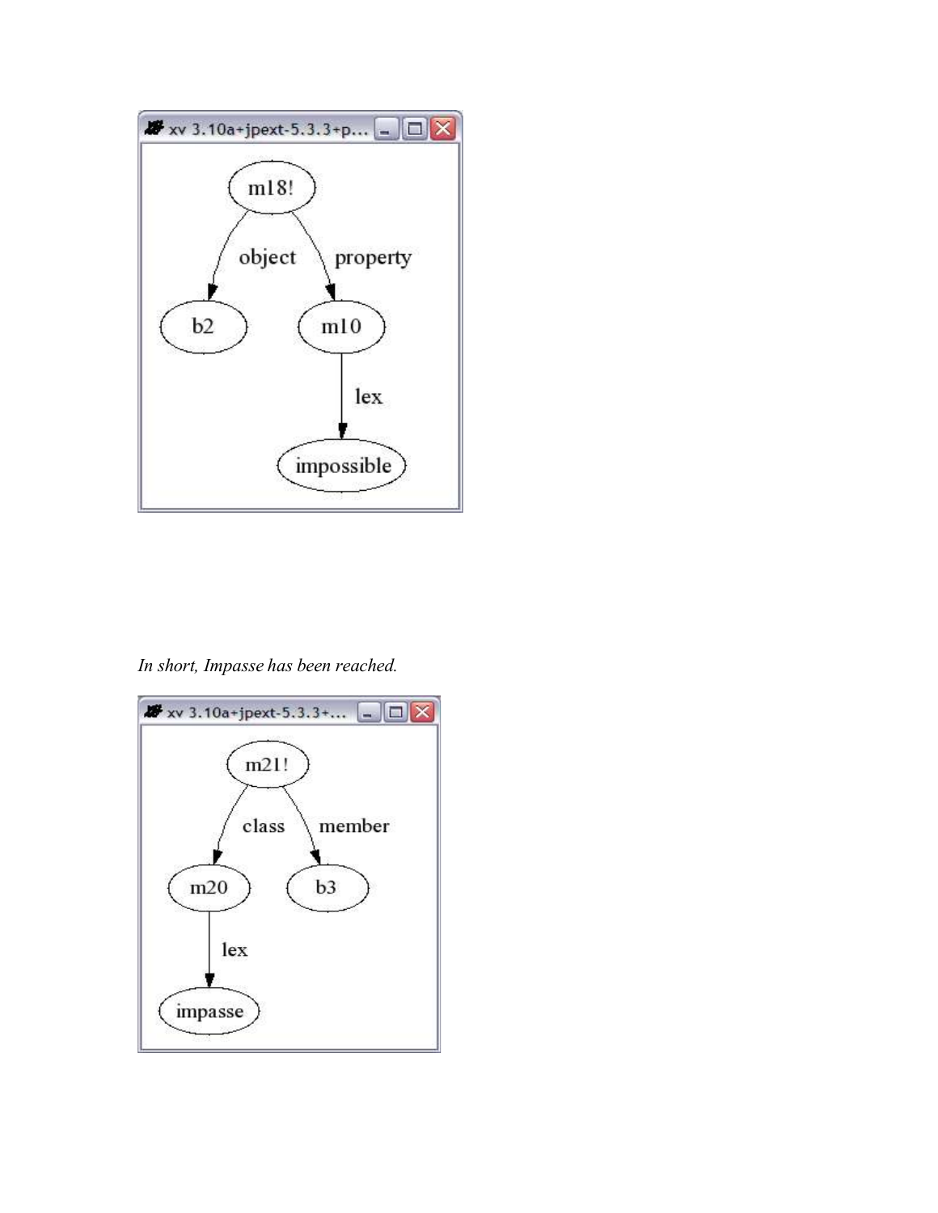*In short, Impasse has been reached.*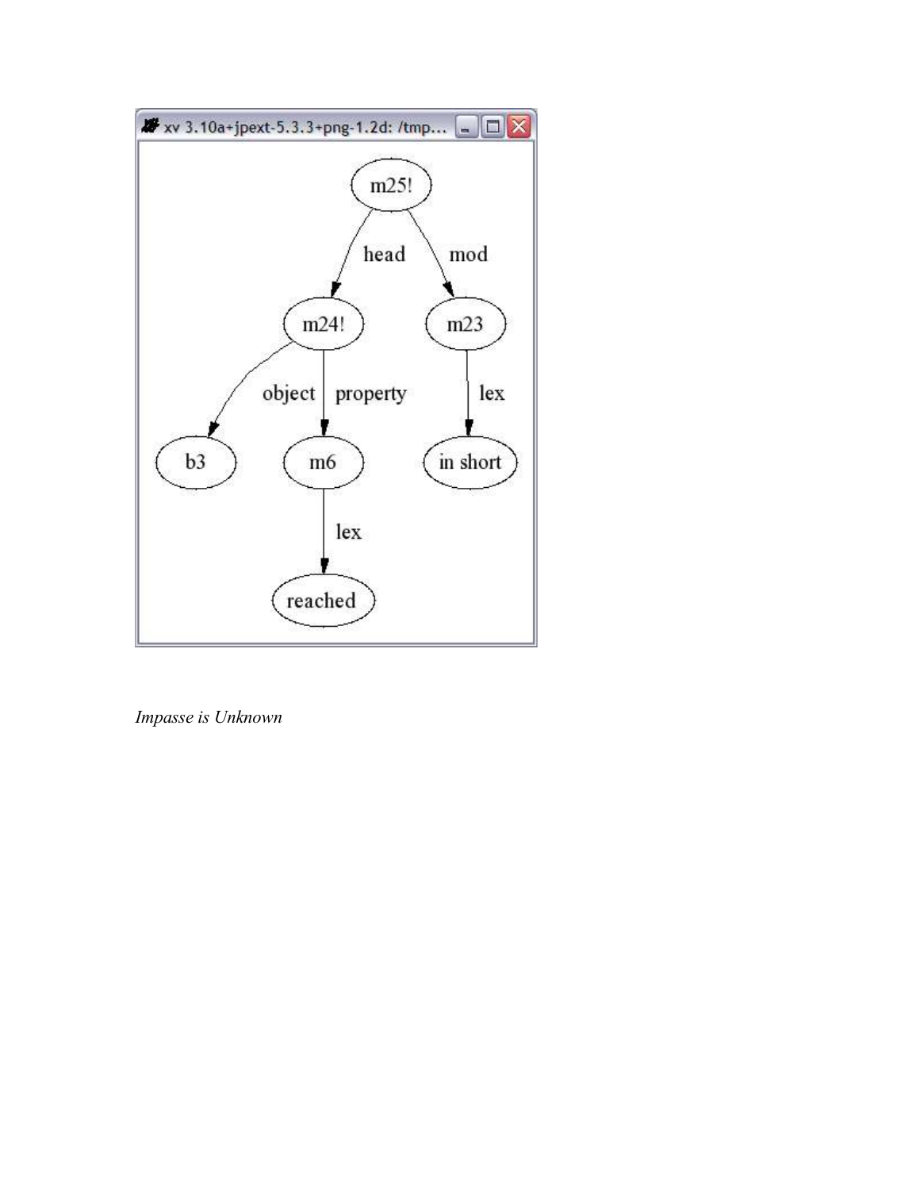*Impasse is Unknown*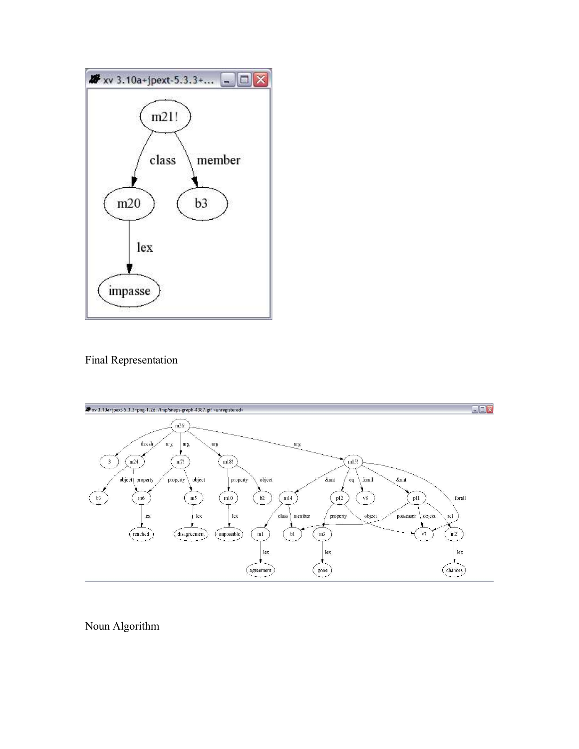Final Representation

Noun Algorithm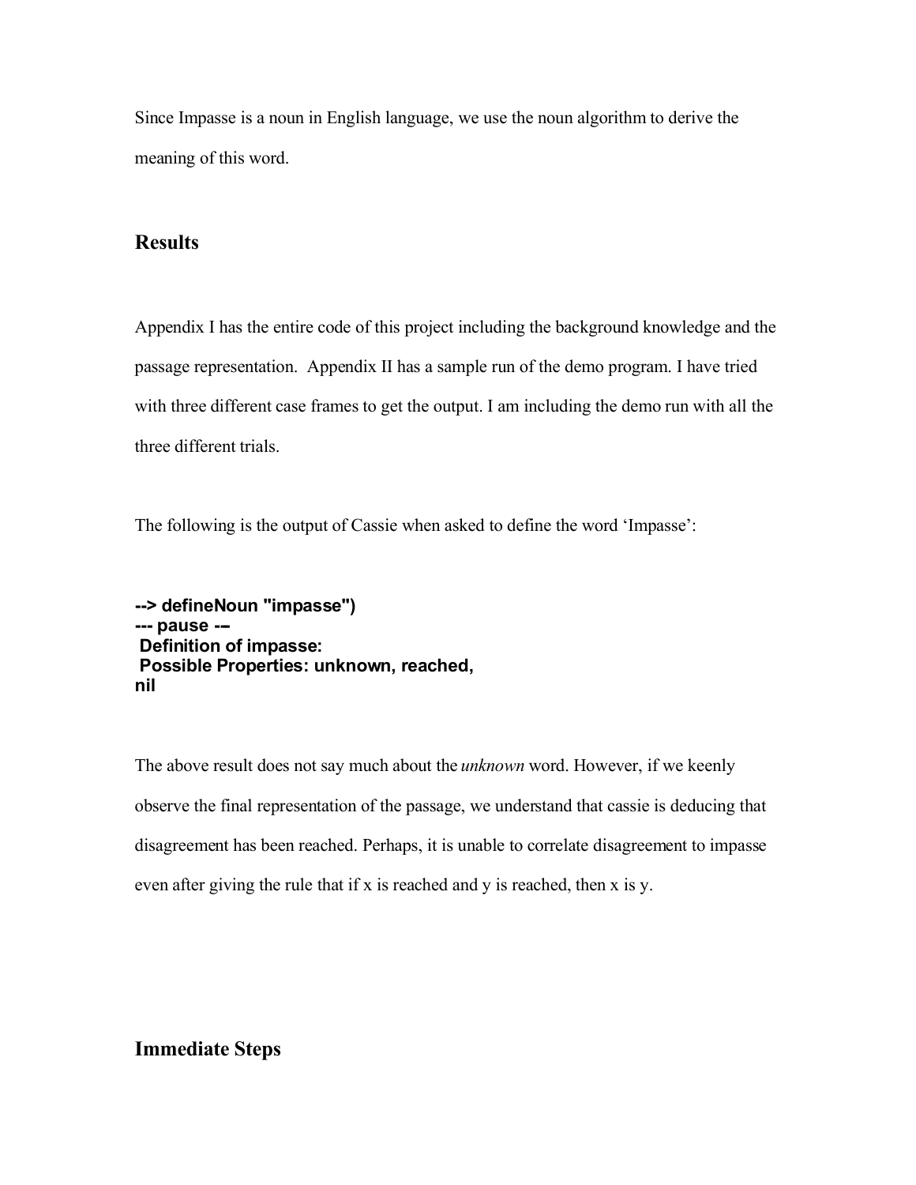Since Impasse is a noun in English language, we use the noun algorithm to derive the meaning of this word.

## Results

Appendix I has the entire code of this project including the background knowledge and the passage representation. Appendix II has a sample run of the demo program. I have tried with three different case frames to get the output. I am including the demo run with all the three different trials.

The following is the output of Cassie when asked to define the word 'Impasse':

```
--> defineNoun "impasse")
--- pause ---
 Definition of impasse:
 Possible Properties: unknown, reached,
nil
```

The above result does not say much about the *unknown* word. However, if we keenly observe the final representation of the passage, we understand that cassie is deducing that disagreement has been reached. Perhaps, it is unable to correlate disagreement to impasse even after giving the rule that if x is reached and y is reached, then x is y.

## Immediate Steps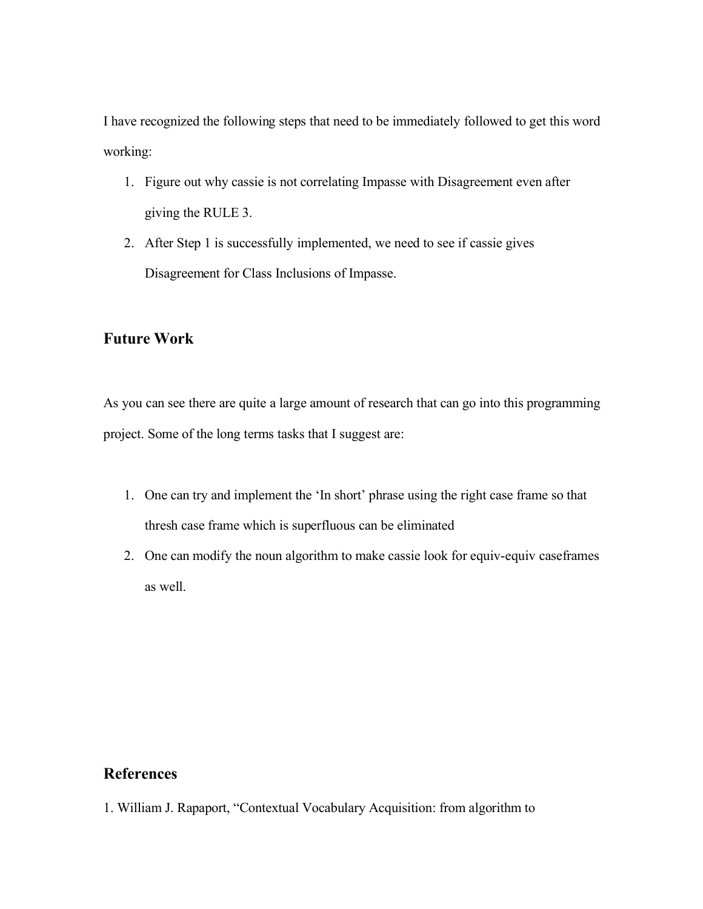I have recognized the following steps that need to be immediately followed to get this word working:

1. Figure out why cassie is not correlating Impasse with Disagreement even after giving the RULE 3.
2. After Step 1 is successfully implemented, we need to see if cassie gives Disagreement for Class Inclusions of Impasse.

## Future Work

As you can see there are quite a large amount of research that can go into this programming project. Some of the long terms tasks that I suggest are:

1. One can try and implement the 'In short' phrase using the right case frame so that thresh case frame which is superfluous can be eliminated
2. One can modify the noun algorithm to make cassie look for equiv-equiv caseframes as well.

## References

1. William J. Rapaport, "Contextual Vocabulary Acquisition: from algorithm to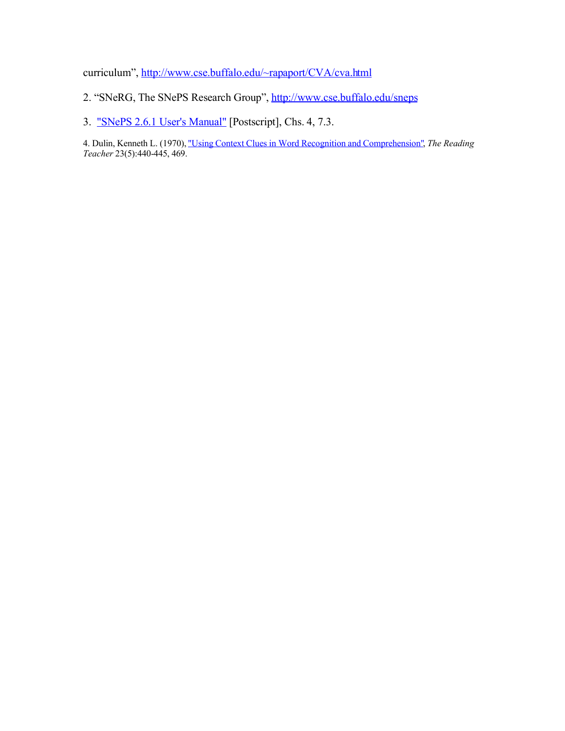curriculum", http://www.cse.buffalo.edu/~rapaport/CVA/cva.html

2. "SNeRG, The SNePS Research Group", http://www.cse.buffalo.edu/sneps

3. "SNePS 2.6.1 User's Manual" [Postscript], Chs. 4, 7.3.

4. Dulin, Kenneth L. (1970), "Using Context Clues in Word Recognition and Comprehension", *The Reading Teacher* 23(5):440-445, 469.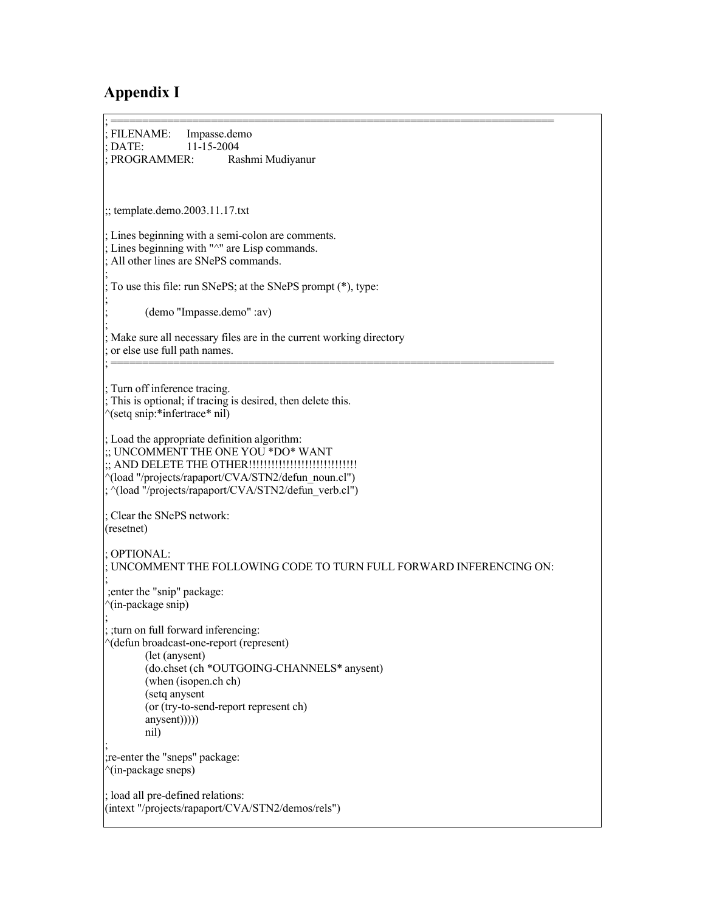# Appendix I

```
; =======================================================================
; FILENAME:    Impasse.demo
; DATE:        11-15-2004
; PROGRAMMER:         Rashmi Mudiyanur



;; template.demo.2003.11.17.txt

; Lines beginning with a semi-colon are comments.
; Lines beginning with "^" are Lisp commands.
; All other lines are SNePS commands.
;
; To use this file: run SNePS; at the SNePS prompt (*), type:
;
;          (demo "Impasse.demo" :av)
;
; Make sure all necessary files are in the current working directory
; or else use full path names.
; =======================================================================

; Turn off inference tracing.
; This is optional; if tracing is desired, then delete this.
^(setq snip:*infertrace* nil)

; Load the appropriate definition algorithm:
;; UNCOMMENT THE ONE YOU *DO* WANT
;; AND DELETE THE OTHER!!!!!!!!!!!!!!!!!!!!!!!!!!!!!
^(load "/projects/rapaport/CVA/STN2/defun_noun.cl")
; ^(load "/projects/rapaport/CVA/STN2/defun_verb.cl")

; Clear the SNePS network:
(resetnet)

; OPTIONAL:
; UNCOMMENT THE FOLLOWING CODE TO TURN FULL FORWARD INFERENCING ON:
;
 ;enter the "snip" package:
^(in-package snip)
;
; ;turn on full forward inferencing:
^(defun broadcast-one-report (represent)
          (let (anysent)
          (do.chset (ch *OUTGOING-CHANNELS* anysent)
          (when (isopen.ch ch)
          (setq anysent
          (or (try-to-send-report represent ch)
          anysent)))))
          nil)
;
;re-enter the "sneps" package:
^(in-package sneps)

; load all pre-defined relations:
(intext "/projects/rapaport/CVA/STN2/demos/rels")
```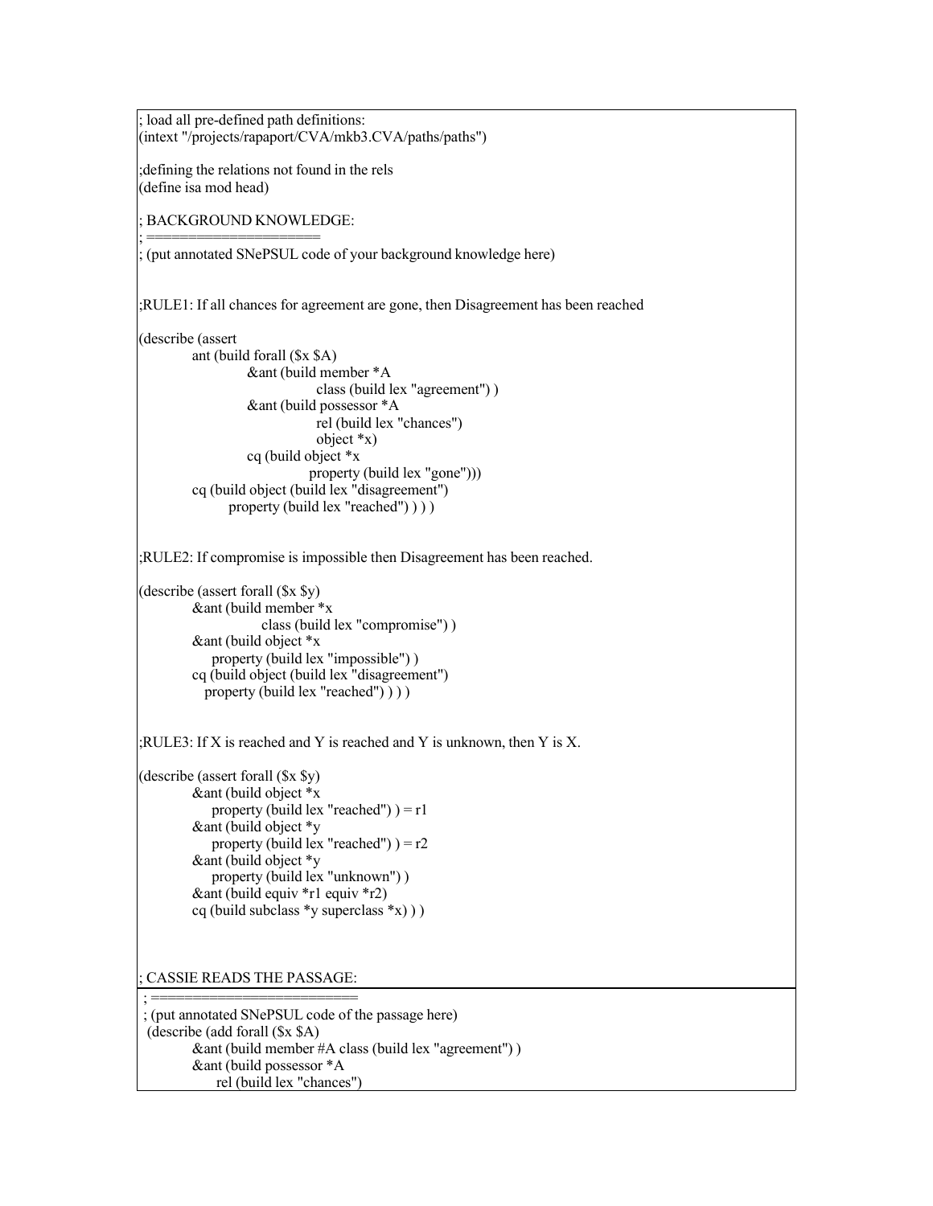```
; load all pre-defined path definitions:
(intext "/projects/rapaport/CVA/mkb3.CVA/paths/paths")

;defining the relations not found in the rels
(define isa mod head)

; BACKGROUND KNOWLEDGE:
; =====================
; (put annotated SNePSUL code of your background knowledge here)


;RULE1: If all chances for agreement are gone, then Disagreement has been reached

(describe (assert
        ant (build forall ($x $A)
                &ant (build member *A
                        class (build lex "agreement") )
                &ant (build possessor *A
                        rel (build lex "chances")
                        object *x)
                cq (build object *x
                        property (build lex "gone")))
        cq (build object (build lex "disagreement")
             property (build lex "reached") ) ) )


;RULE2: If compromise is impossible then Disagreement has been reached.

(describe (assert forall ($x $y)
        &ant (build member *x
                   class (build lex "compromise") )
        &ant (build object *x
            property (build lex "impossible") )
        cq (build object (build lex "disagreement")
           property (build lex "reached") ) ) )


;RULE3: If X is reached and Y is reached and Y is unknown, then Y is X.

(describe (assert forall ($x $y)
        &ant (build object *x
            property (build lex "reached") ) = r1
        &ant (build object *y
            property (build lex "reached") ) = r2
        &ant (build object *y
            property (build lex "unknown") )
        &ant (build equiv *r1 equiv *r2)
        cq (build subclass *y superclass *x) ) )



; CASSIE READS THE PASSAGE:
; =========================
; (put annotated SNePSUL code of the passage here)
 (describe (add forall ($x $A)
        &ant (build member #A class (build lex "agreement") )
        &ant (build possessor *A
             rel (build lex "chances")
```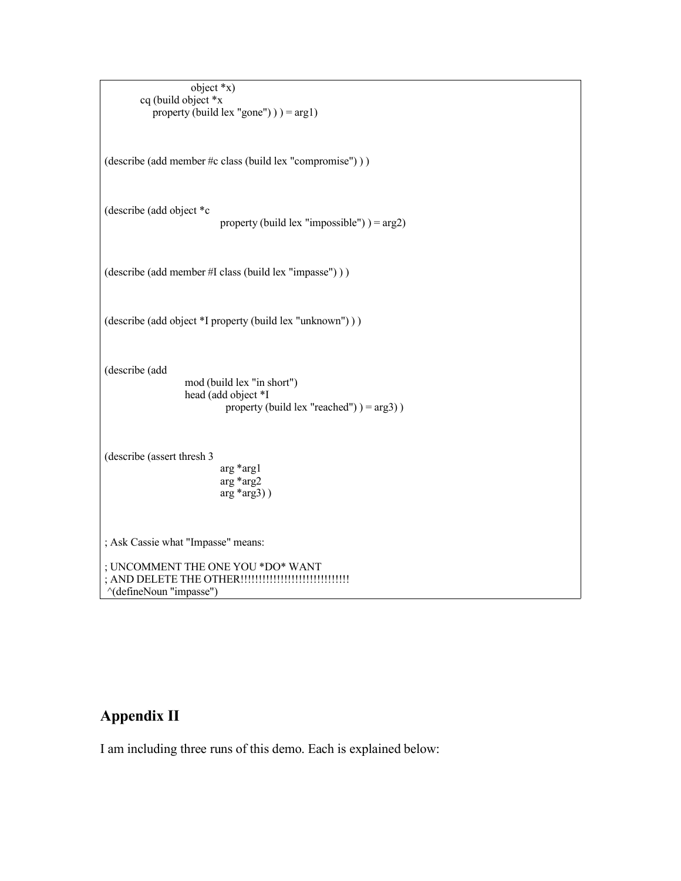```
                    object *x)
        cq (build object *x
            property (build lex "gone") ) ) = arg1)


(describe (add member #c class (build lex "compromise") ) )


(describe (add object *c
                        property (build lex "impossible") ) = arg2)


(describe (add member #I class (build lex "impasse") ) )


(describe (add object *I property (build lex "unknown") ) )


(describe (add
                mod (build lex "in short")
                head (add object *I
                        property (build lex "reached") ) = arg3) )


(describe (assert thresh 3
                        arg *arg1
                        arg *arg2
                        arg *arg3) )


; Ask Cassie what "Impasse" means:

; UNCOMMENT THE ONE YOU *DO* WANT
; AND DELETE THE OTHER!!!!!!!!!!!!!!!!!!!!!!!!!!!!!
 ^(defineNoun "impasse")
```

## Appendix II

I am including three runs of this demo. Each is explained below: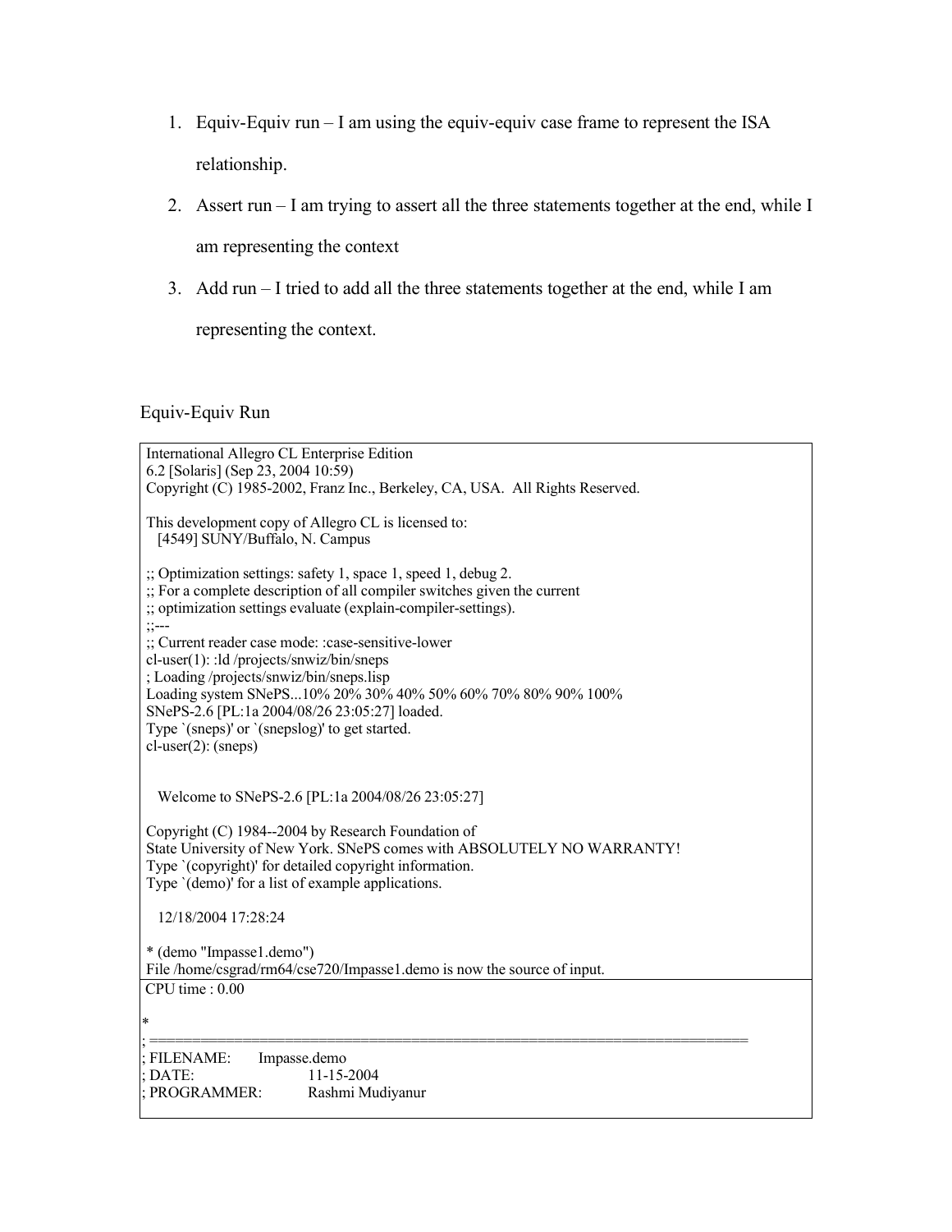1. Equiv-Equiv run – I am using the equiv-equiv case frame to represent the ISA relationship.
2. Assert run – I am trying to assert all the three statements together at the end, while I am representing the context
3. Add run – I tried to add all the three statements together at the end, while I am representing the context.

Equiv-Equiv Run

```
International Allegro CL Enterprise Edition
6.2 [Solaris] (Sep 23, 2004 10:59)
Copyright (C) 1985-2002, Franz Inc., Berkeley, CA, USA.  All Rights Reserved.

This development copy of Allegro CL is licensed to:
   [4549] SUNY/Buffalo, N. Campus

;; Optimization settings: safety 1, space 1, speed 1, debug 2.
;; For a complete description of all compiler switches given the current
;; optimization settings evaluate (explain-compiler-settings).
;;---
;; Current reader case mode: :case-sensitive-lower
cl-user(1): :ld /projects/snwiz/bin/sneps
; Loading /projects/snwiz/bin/sneps.lisp
Loading system SNePS...10% 20% 30% 40% 50% 60% 70% 80% 90% 100%
SNePS-2.6 [PL:1a 2004/08/26 23:05:27] loaded.
Type `(sneps)' or `(snepslog)' to get started.
cl-user(2): (sneps)


   Welcome to SNePS-2.6 [PL:1a 2004/08/26 23:05:27]

Copyright (C) 1984--2004 by Research Foundation of
State University of New York. SNePS comes with ABSOLUTELY NO WARRANTY!
Type `(copyright)' for detailed copyright information.
Type `(demo)' for a list of example applications.

   12/18/2004 17:28:24

* (demo "Impasse1.demo")
File /home/csgrad/rm64/cse720/Impasse1.demo is now the source of input.
```

```
CPU time : 0.00

*
; =======================================================================
; FILENAME:       Impasse.demo
; DATE:                    11-15-2004
; PROGRAMMER:           Rashmi Mudiyanur
```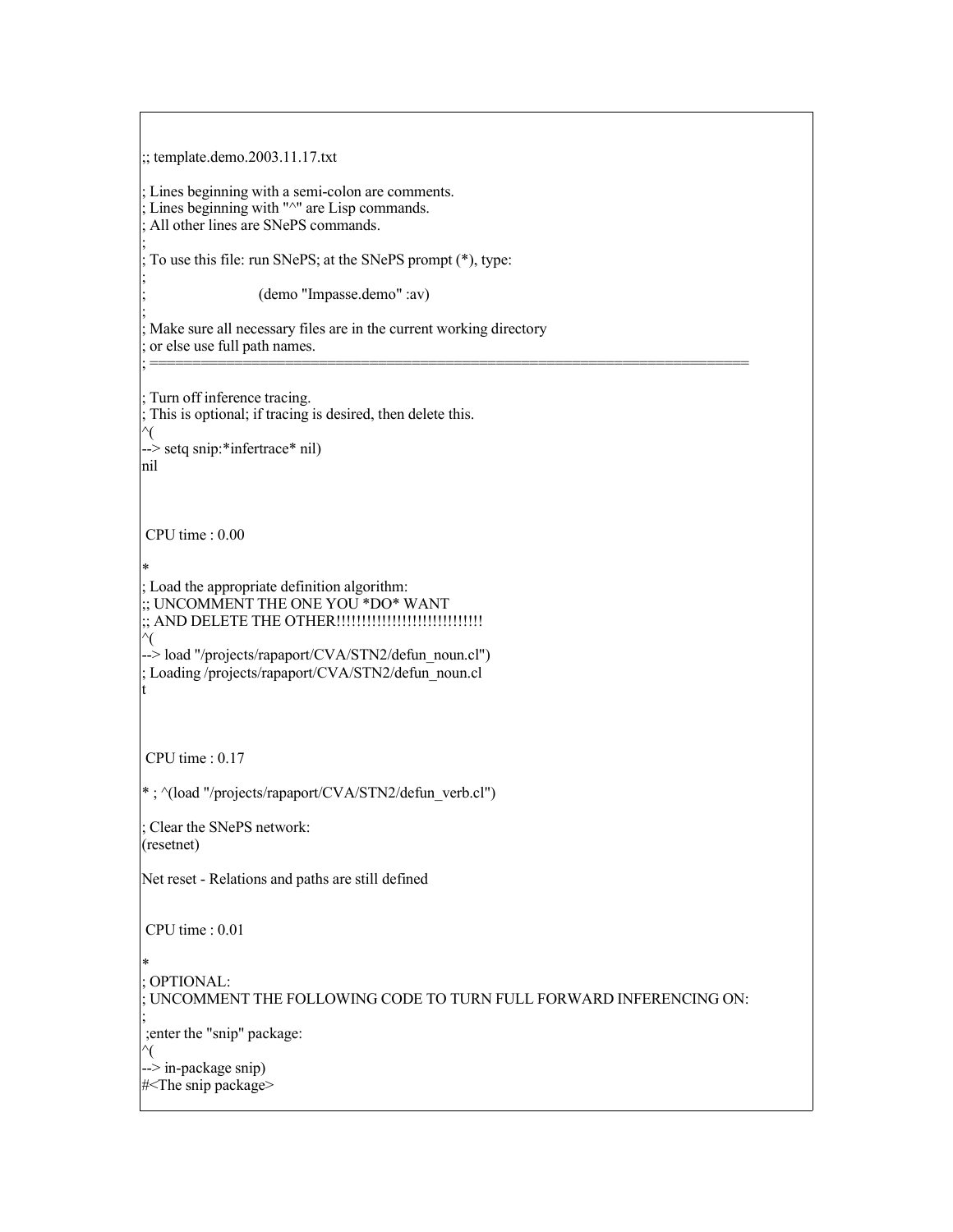```
;; template.demo.2003.11.17.txt

; Lines beginning with a semi-colon are comments.
; Lines beginning with "^" are Lisp commands.
; All other lines are SNePS commands.
;
; To use this file: run SNePS; at the SNePS prompt (*), type:
;
;                        (demo "Impasse.demo" :av)
;
; Make sure all necessary files are in the current working directory
; or else use full path names.
; =======================================================================

; Turn off inference tracing.
; This is optional; if tracing is desired, then delete this.
^(
--> setq snip:*infertrace* nil)
nil



 CPU time : 0.00

*
; Load the appropriate definition algorithm:
;; UNCOMMENT THE ONE YOU *DO* WANT
;; AND DELETE THE OTHER!!!!!!!!!!!!!!!!!!!!!!!!!!!!!
^(
--> load "/projects/rapaport/CVA/STN2/defun_noun.cl")
; Loading /projects/rapaport/CVA/STN2/defun_noun.cl
t



 CPU time : 0.17

* ; ^(load "/projects/rapaport/CVA/STN2/defun_verb.cl")

; Clear the SNePS network:
(resetnet)

Net reset - Relations and paths are still defined


 CPU time : 0.01

*
; OPTIONAL:
; UNCOMMENT THE FOLLOWING CODE TO TURN FULL FORWARD INFERENCING ON:
;
 ;enter the "snip" package:
^(
--> in-package snip)
#<The snip package>
```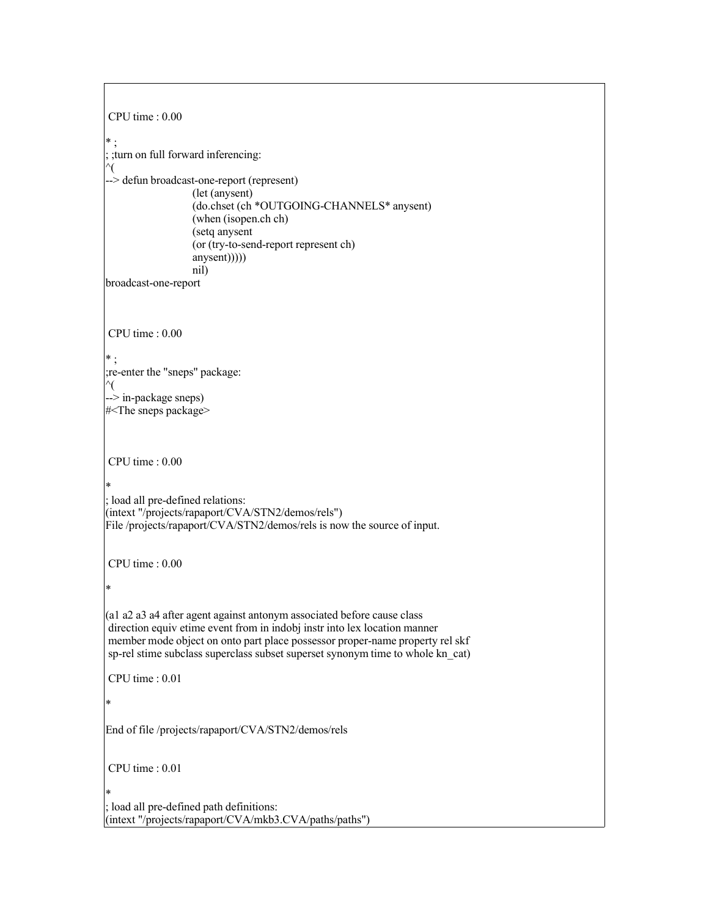```
 CPU time : 0.00

* ;
; ;turn on full forward inferencing:
^(
--> defun broadcast-one-report (represent)
                          (let (anysent)
                          (do.chset (ch *OUTGOING-CHANNELS* anysent)
                          (when (isopen.ch ch)
                          (setq anysent
                          (or (try-to-send-report represent ch)
                          anysent)))))
                          nil)
broadcast-one-report



 CPU time : 0.00

* ;
;re-enter the "sneps" package:
^(
--> in-package sneps)
#<The sneps package>



 CPU time : 0.00

*
; load all pre-defined relations:
(intext "/projects/rapaport/CVA/STN2/demos/rels")
File /projects/rapaport/CVA/STN2/demos/rels is now the source of input.


 CPU time : 0.00

*

(a1 a2 a3 a4 after agent against antonym associated before cause class
 direction equiv etime event from in indobj instr into lex location manner
 member mode object on onto part place possessor proper-name property rel skf
 sp-rel stime subclass superclass subset superset synonym time to whole kn_cat)

 CPU time : 0.01

*

End of file /projects/rapaport/CVA/STN2/demos/rels


 CPU time : 0.01

*
; load all pre-defined path definitions:
(intext "/projects/rapaport/CVA/mkb3.CVA/paths/paths")
```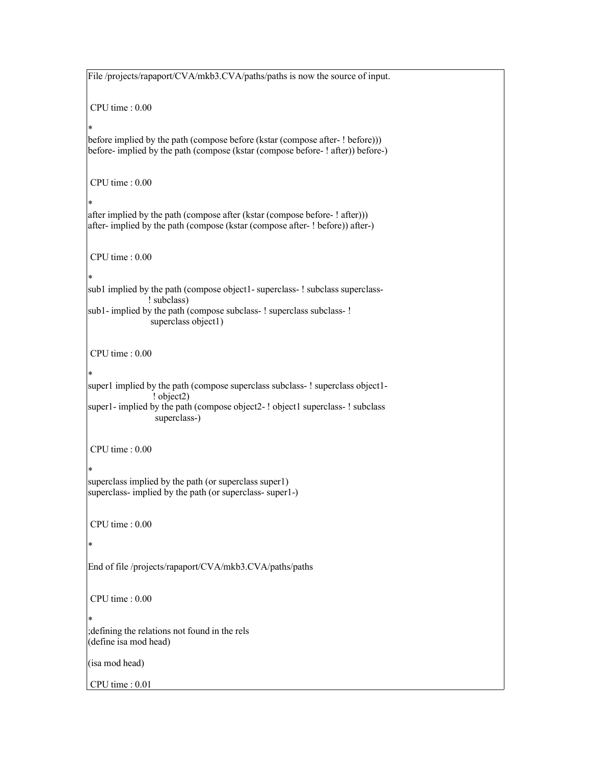```
File /projects/rapaport/CVA/mkb3.CVA/paths/paths is now the source of input.


 CPU time : 0.00

*
before implied by the path (compose before (kstar (compose after- ! before)))
before- implied by the path (compose (kstar (compose before- ! after)) before-)


 CPU time : 0.00

*
after implied by the path (compose after (kstar (compose before- ! after)))
after- implied by the path (compose (kstar (compose after- ! before)) after-)


 CPU time : 0.00

*
sub1 implied by the path (compose object1- superclass- ! subclass superclass-
                    ! subclass)
sub1- implied by the path (compose subclass- ! superclass subclass- !
                    superclass object1)


 CPU time : 0.00

*
super1 implied by the path (compose superclass subclass- ! superclass object1-
                    ! object2)
super1- implied by the path (compose object2- ! object1 superclass- ! subclass
                    superclass-)


 CPU time : 0.00

*
superclass implied by the path (or superclass super1)
superclass- implied by the path (or superclass- super1-)


 CPU time : 0.00

*

End of file /projects/rapaport/CVA/mkb3.CVA/paths/paths


 CPU time : 0.00

*
;defining the relations not found in the rels
(define isa mod head)

(isa mod head)

 CPU time : 0.01
```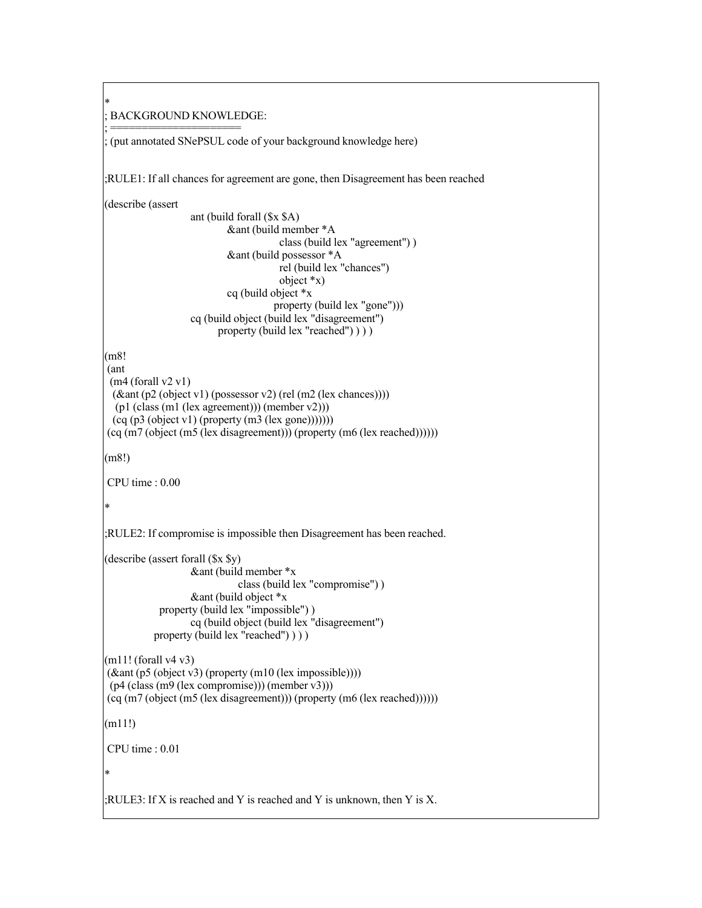```
*
; BACKGROUND KNOWLEDGE:
; ====================
; (put annotated SNePSUL code of your background knowledge here)


;RULE1: If all chances for agreement are gone, then Disagreement has been reached

(describe (assert
                        ant (build forall ($x $A)
                                &ant (build member *A
                                            class (build lex "agreement") )
                                &ant (build possessor *A
                                            rel (build lex "chances")
                                            object *x)
                                cq (build object *x
                                           property (build lex "gone")))
                        cq (build object (build lex "disagreement")
                               property (build lex "reached") ) ) )

(m8!
 (ant
  (m4 (forall v2 v1)
   (&ant (p2 (object v1) (possessor v2) (rel (m2 (lex chances))))
    (p1 (class (m1 (lex agreement))) (member v2)))
   (cq (p3 (object v1) (property (m3 (lex gone)))))))
 (cq (m7 (object (m5 (lex disagreement))) (property (m6 (lex reached))))))

(m8!)

 CPU time : 0.00

*

;RULE2: If compromise is impossible then Disagreement has been reached.

(describe (assert forall ($x $y)
                        &ant (build member *x
                                    class (build lex "compromise") )
                        &ant (build object *x
                property (build lex "impossible") )
                        cq (build object (build lex "disagreement")
               property (build lex "reached") ) ) )

(m11! (forall v4 v3)
 (&ant (p5 (object v3) (property (m10 (lex impossible))))
  (p4 (class (m9 (lex compromise))) (member v3)))
 (cq (m7 (object (m5 (lex disagreement))) (property (m6 (lex reached))))))

(m11!)

 CPU time : 0.01

*

;RULE3: If X is reached and Y is reached and Y is unknown, then Y is X.
```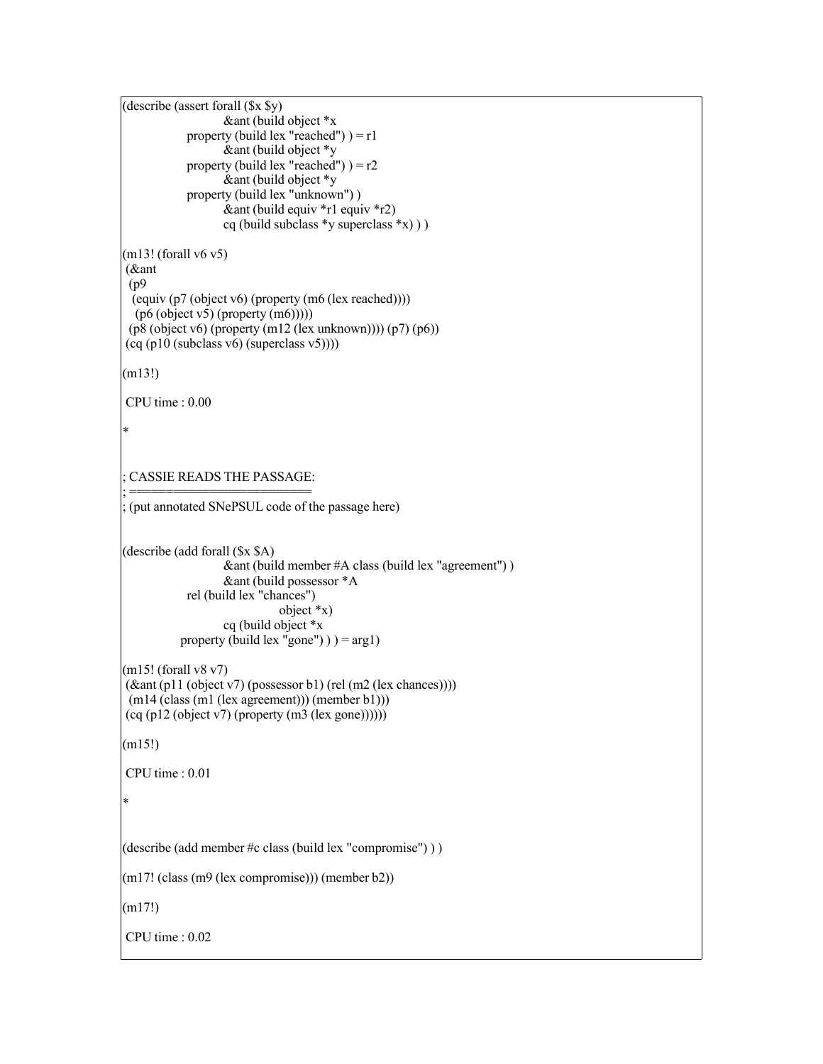```
(describe (assert forall ($x $y)
                        &ant (build object *x
                property (build lex "reached") ) = r1
                        &ant (build object *y
                property (build lex "reached") ) = r2
                        &ant (build object *y
                property (build lex "unknown") )
                        &ant (build equiv *r1 equiv *r2)
                        cq (build subclass *y superclass *x) ) )

(m13! (forall v6 v5)
 (&ant
  (p9
   (equiv (p7 (object v6) (property (m6 (lex reached))))
    (p6 (object v5) (property (m6)))))
  (p8 (object v6) (property (m12 (lex unknown)))) (p7) (p6))
 (cq (p10 (subclass v6) (superclass v5))))

(m13!)

 CPU time : 0.00

*


; CASSIE READS THE PASSAGE:
; =========================
; (put annotated SNePSUL code of the passage here)


(describe (add forall ($x $A)
                        &ant (build member #A class (build lex "agreement") )
                        &ant (build possessor *A
              rel (build lex "chances")
                                    object *x)
                        cq (build object *x
             property (build lex "gone") ) ) = arg1)

(m15! (forall v8 v7)
 (&ant (p11 (object v7) (possessor b1) (rel (m2 (lex chances))))
  (m14 (class (m1 (lex agreement))) (member b1)))
 (cq (p12 (object v7) (property (m3 (lex gone))))))

(m15!)

 CPU time : 0.01

*


(describe (add member #c class (build lex "compromise") ) )

(m17! (class (m9 (lex compromise))) (member b2))

(m17!)

 CPU time : 0.02
```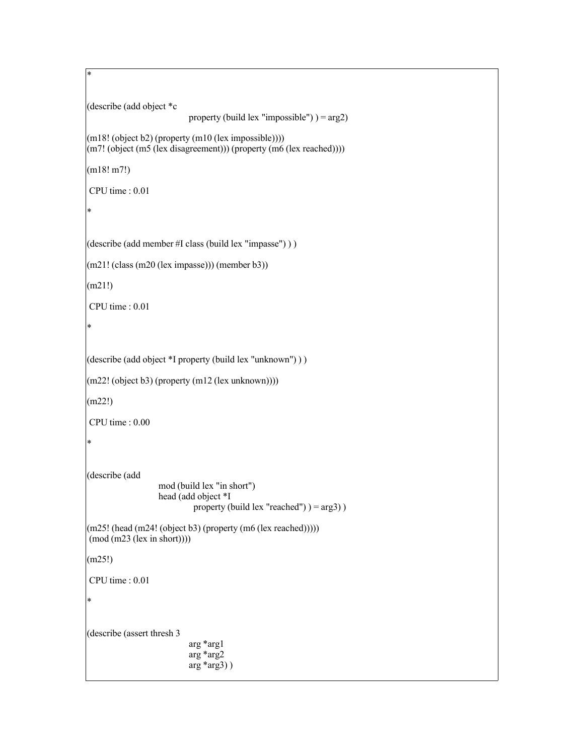```
*

(describe (add object *c
                property (build lex "impossible") ) = arg2)

(m18! (object b2) (property (m10 (lex impossible))))
(m7! (object (m5 (lex disagreement))) (property (m6 (lex reached))))

(m18! m7!)

 CPU time : 0.01

*

(describe (add member #I class (build lex "impasse") ) )

(m21! (class (m20 (lex impasse))) (member b3))

(m21!)

 CPU time : 0.01

*

(describe (add object *I property (build lex "unknown") ) )

(m22! (object b3) (property (m12 (lex unknown))))

(m22!)

 CPU time : 0.00

*

(describe (add
            mod (build lex "in short")
            head (add object *I
                     property (build lex "reached") ) = arg3) )

(m25! (head (m24! (object b3) (property (m6 (lex reached)))))
 (mod (m23 (lex in short))))

(m25!)

 CPU time : 0.01

*

(describe (assert thresh 3
                arg *arg1
                arg *arg2
                arg *arg3) )
```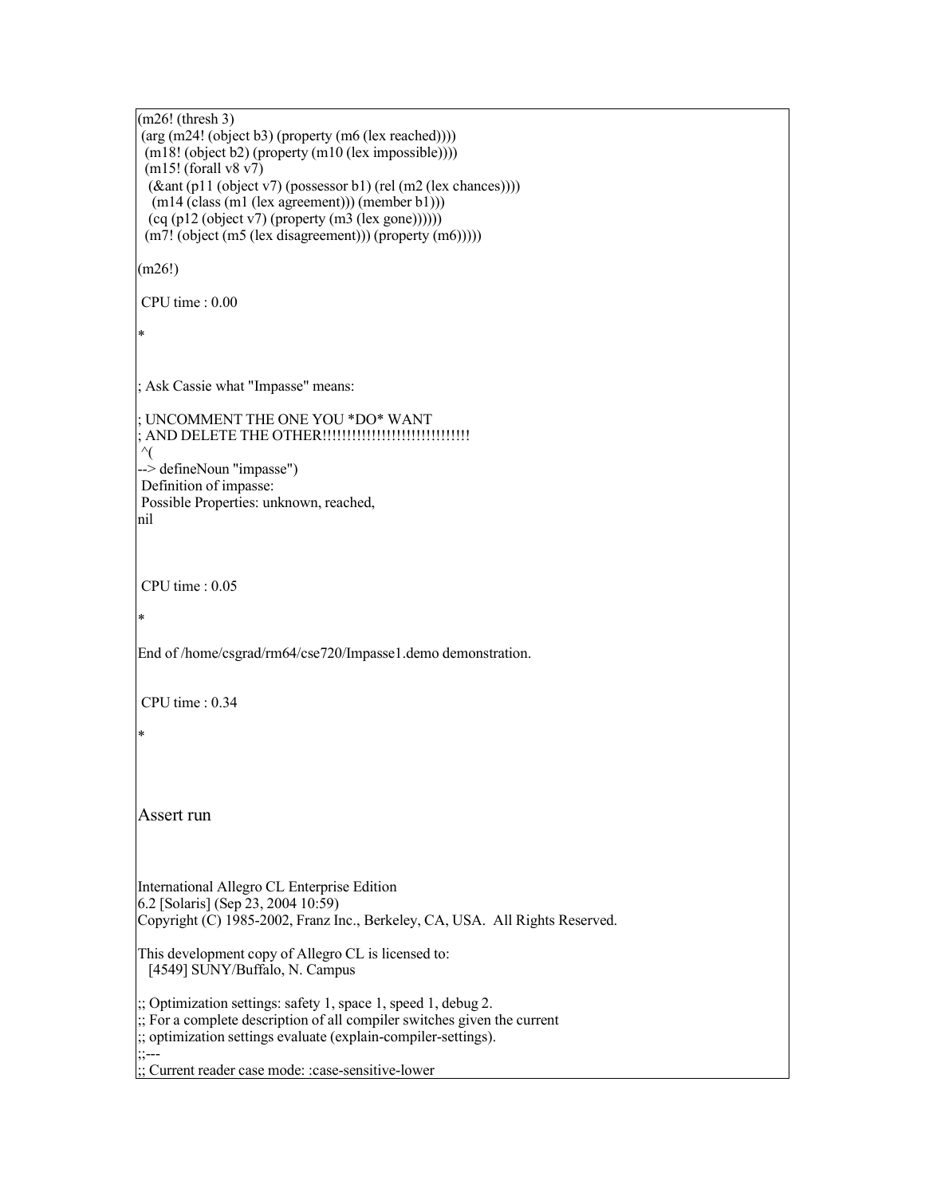```
(m26! (thresh 3)
 (arg (m24! (object b3) (property (m6 (lex reached))))
  (m18! (object b2) (property (m10 (lex impossible))))
  (m15! (forall v8 v7)
   (&ant (p11 (object v7) (possessor b1) (rel (m2 (lex chances))))
    (m14 (class (m1 (lex agreement))) (member b1)))
   (cq (p12 (object v7) (property (m3 (lex gone))))))
  (m7! (object (m5 (lex disagreement))) (property (m6)))))

(m26!)

 CPU time : 0.00

*



; Ask Cassie what "Impasse" means:

; UNCOMMENT THE ONE YOU *DO* WANT
; AND DELETE THE OTHER!!!!!!!!!!!!!!!!!!!!!!!!!!!!!!
 ^(
--> defineNoun "impasse")
 Definition of impasse:
 Possible Properties: unknown, reached,
nil



 CPU time : 0.05

*

End of /home/csgrad/rm64/cse720/Impasse1.demo demonstration.


 CPU time : 0.34

*
```

Assert run

```
International Allegro CL Enterprise Edition
6.2 [Solaris] (Sep 23, 2004 10:59)
Copyright (C) 1985-2002, Franz Inc., Berkeley, CA, USA.  All Rights Reserved.

This development copy of Allegro CL is licensed to:
   [4549] SUNY/Buffalo, N. Campus

;; Optimization settings: safety 1, space 1, speed 1, debug 2.
;; For a complete description of all compiler switches given the current
;; optimization settings evaluate (explain-compiler-settings).
;;---
;; Current reader case mode: :case-sensitive-lower
```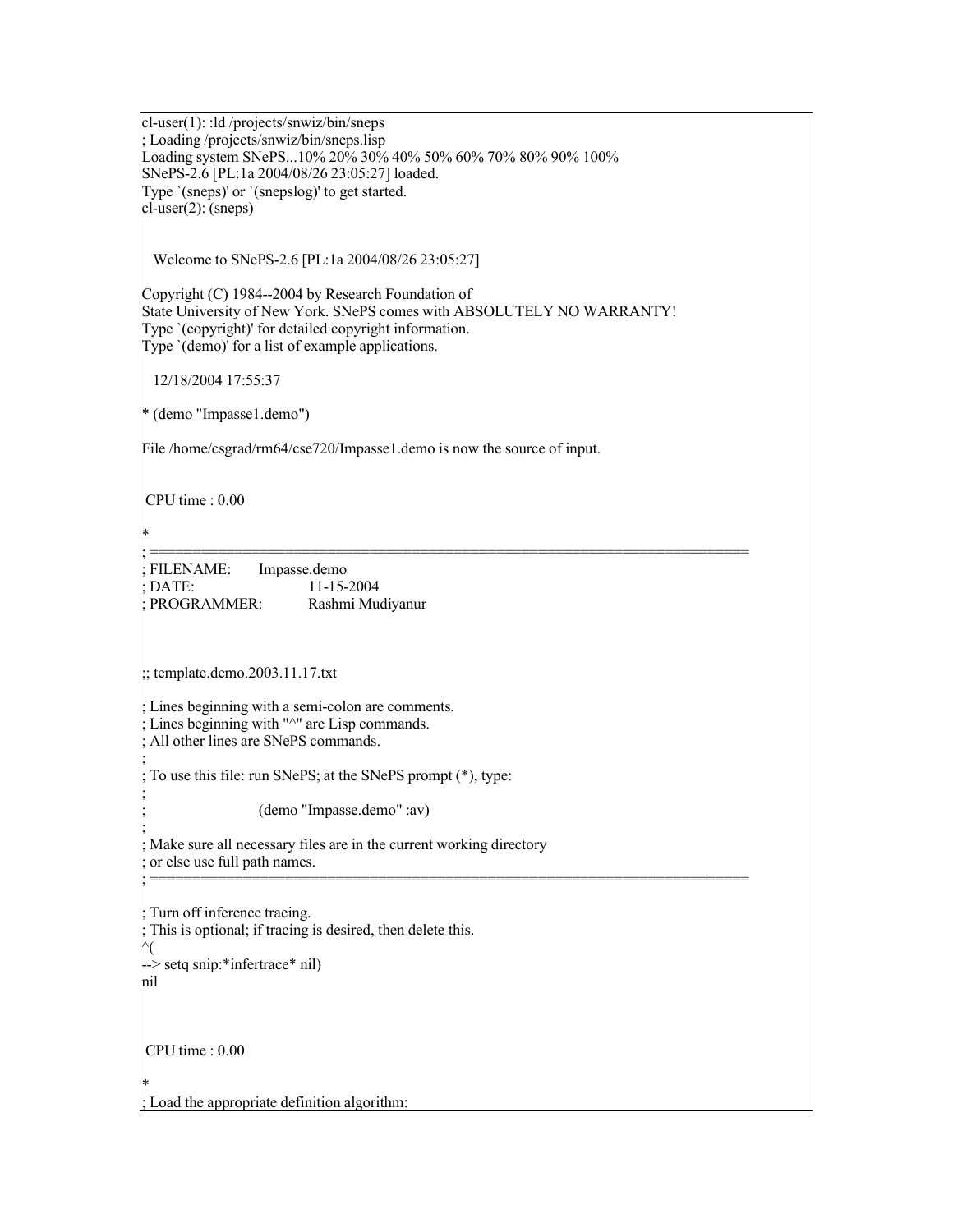```
cl-user(1): :ld /projects/snwiz/bin/sneps
; Loading /projects/snwiz/bin/sneps.lisp
Loading system SNePS...10% 20% 30% 40% 50% 60% 70% 80% 90% 100%
SNePS-2.6 [PL:1a 2004/08/26 23:05:27] loaded.
Type `(sneps)' or `(snepslog)' to get started.
cl-user(2): (sneps)


   Welcome to SNePS-2.6 [PL:1a 2004/08/26 23:05:27]

Copyright (C) 1984--2004 by Research Foundation of
State University of New York. SNePS comes with ABSOLUTELY NO WARRANTY!
Type `(copyright)' for detailed copyright information.
Type `(demo)' for a list of example applications.

   12/18/2004 17:55:37

* (demo "Impasse1.demo")

File /home/csgrad/rm64/cse720/Impasse1.demo is now the source of input.


 CPU time : 0.00

*
; =======================================================================
; FILENAME:       Impasse.demo
; DATE:                    11-15-2004
; PROGRAMMER:          Rashmi Mudiyanur



;; template.demo.2003.11.17.txt

; Lines beginning with a semi-colon are comments.
; Lines beginning with "^" are Lisp commands.
; All other lines are SNePS commands.
;
; To use this file: run SNePS; at the SNePS prompt (*), type:
;
;                         (demo "Impasse.demo" :av)
;
; Make sure all necessary files are in the current working directory
; or else use full path names.
; =======================================================================

; Turn off inference tracing.
; This is optional; if tracing is desired, then delete this.
^(
--> setq snip:*infertrace* nil)
nil



 CPU time : 0.00

*
; Load the appropriate definition algorithm:
```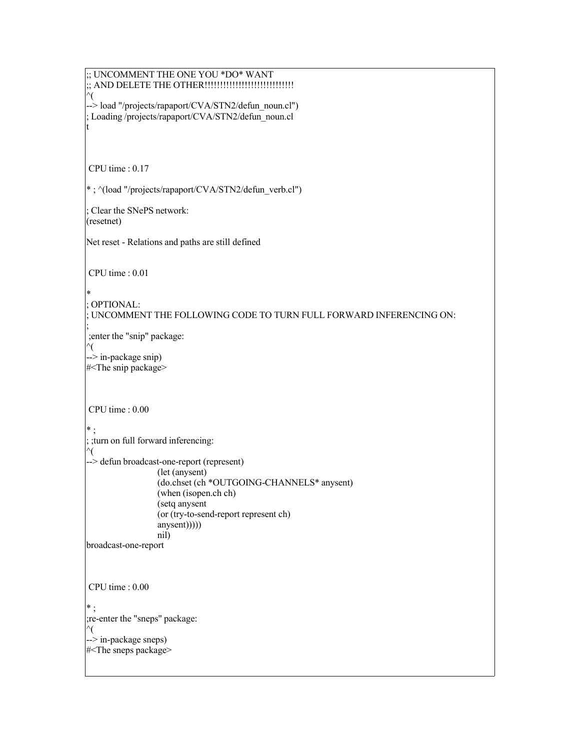```
;; UNCOMMENT THE ONE YOU *DO* WANT
;; AND DELETE THE OTHER!!!!!!!!!!!!!!!!!!!!!!!!!!!!!
^(
--> load "/projects/rapaport/CVA/STN2/defun_noun.cl")
; Loading /projects/rapaport/CVA/STN2/defun_noun.cl
t



 CPU time : 0.17

* ; ^(load "/projects/rapaport/CVA/STN2/defun_verb.cl")

; Clear the SNePS network:
(resetnet)

Net reset - Relations and paths are still defined


 CPU time : 0.01

*
; OPTIONAL:
; UNCOMMENT THE FOLLOWING CODE TO TURN FULL FORWARD INFERENCING ON:
;
 ;enter the "snip" package:
^(
--> in-package snip)
#<The snip package>



 CPU time : 0.00

* ;
; ;turn on full forward inferencing:
^(
--> defun broadcast-one-report (represent)
                        (let (anysent)
                        (do.chset (ch *OUTGOING-CHANNELS* anysent)
                        (when (isopen.ch ch)
                        (setq anysent
                        (or (try-to-send-report represent ch)
                        anysent)))))
                        nil)
broadcast-one-report



 CPU time : 0.00

* ;
;re-enter the "sneps" package:
^(
--> in-package sneps)
#<The sneps package>
```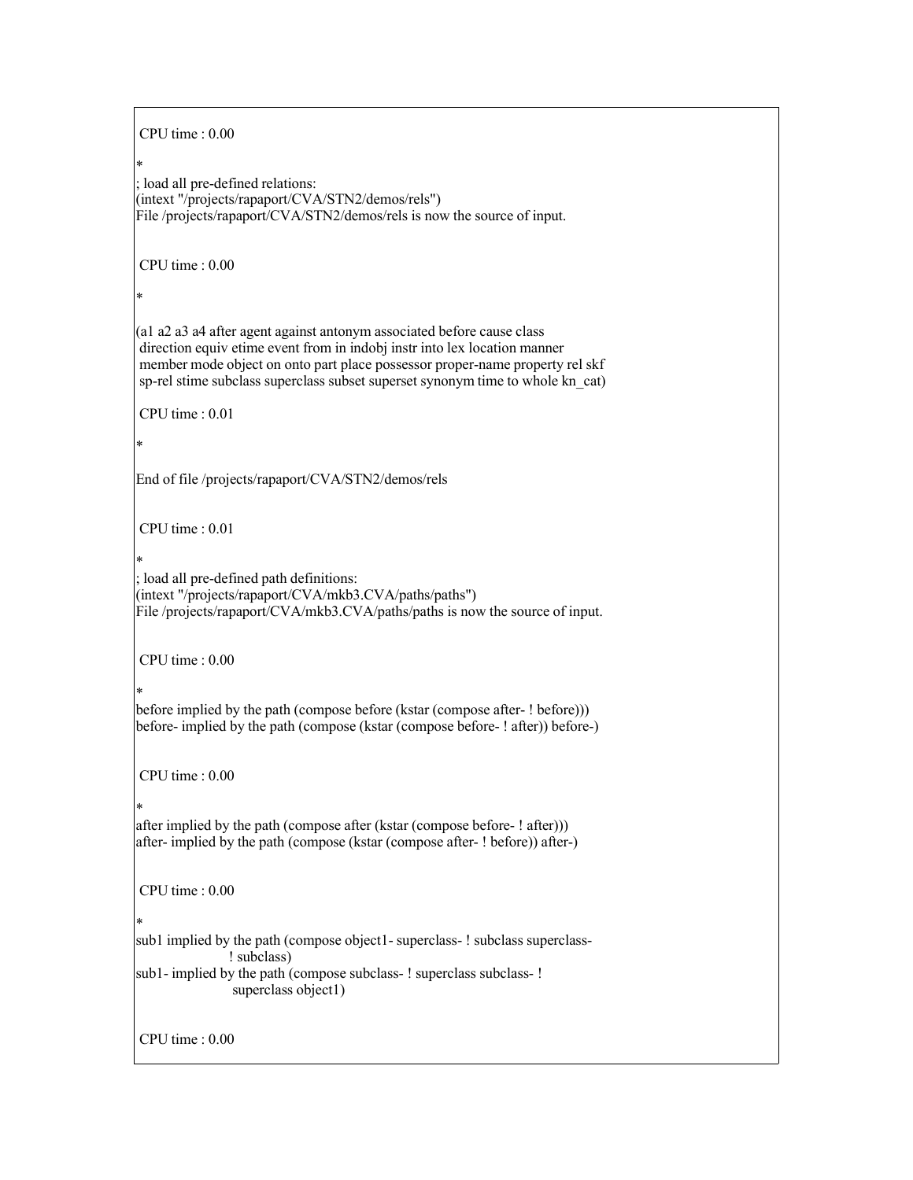```
 CPU time : 0.00

*
; load all pre-defined relations:
(intext "/projects/rapaport/CVA/STN2/demos/rels")
File /projects/rapaport/CVA/STN2/demos/rels is now the source of input.


 CPU time : 0.00

*

(a1 a2 a3 a4 after agent against antonym associated before cause class
 direction equiv etime event from in indobj instr into lex location manner
 member mode object on onto part place possessor proper-name property rel skf
 sp-rel stime subclass superclass subset superset synonym time to whole kn_cat)

 CPU time : 0.01

*

End of file /projects/rapaport/CVA/STN2/demos/rels


 CPU time : 0.01

*
; load all pre-defined path definitions:
(intext "/projects/rapaport/CVA/mkb3.CVA/paths/paths")
File /projects/rapaport/CVA/mkb3.CVA/paths/paths is now the source of input.


 CPU time : 0.00

*
before implied by the path (compose before (kstar (compose after- ! before)))
before- implied by the path (compose (kstar (compose before- ! after)) before-)


 CPU time : 0.00

*
after implied by the path (compose after (kstar (compose before- ! after)))
after- implied by the path (compose (kstar (compose after- ! before)) after-)


 CPU time : 0.00

*
sub1 implied by the path (compose object1- superclass- ! subclass superclass-
                          ! subclass)
sub1- implied by the path (compose subclass- ! superclass subclass- !
                           superclass object1)


 CPU time : 0.00
```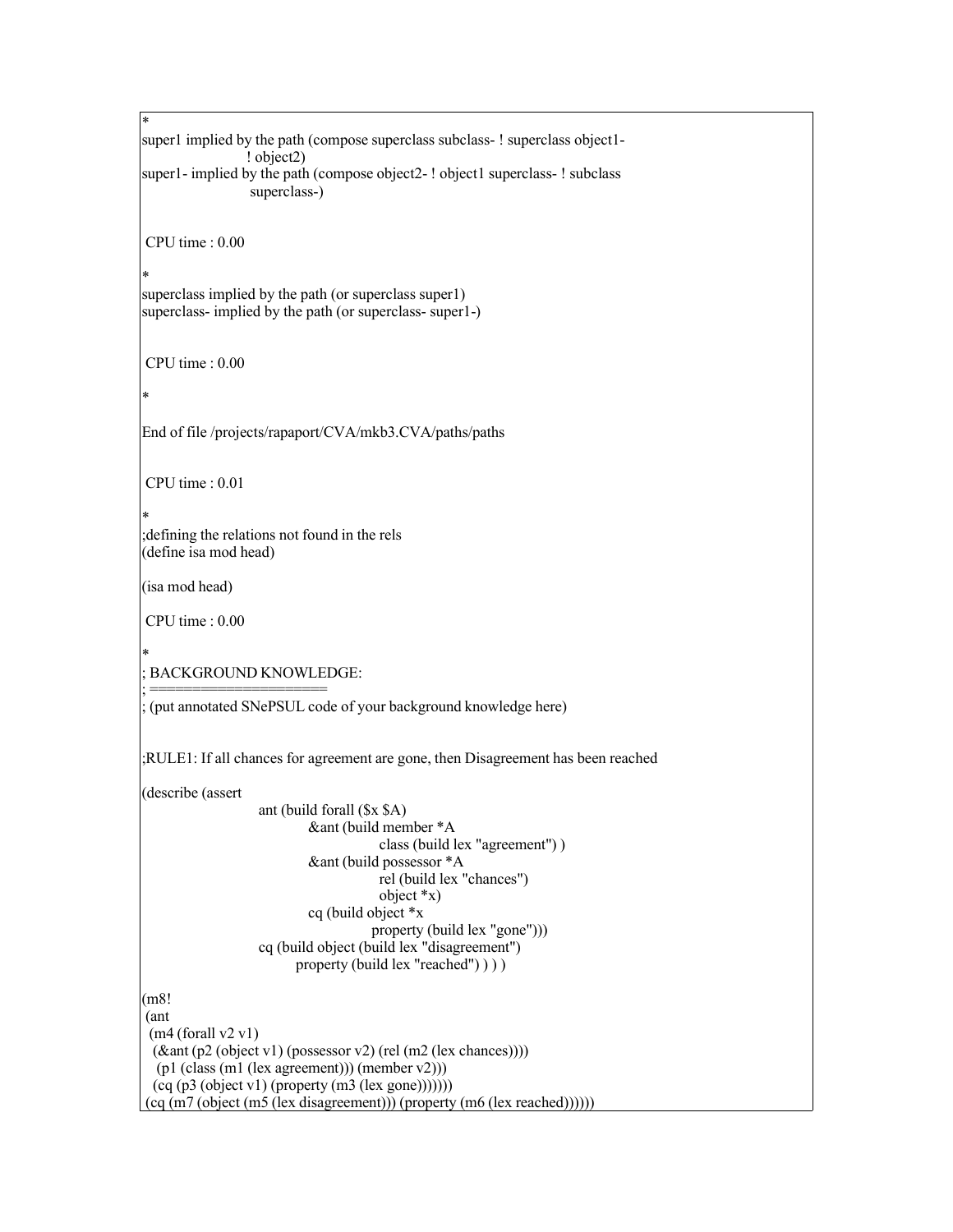```
*
super1 implied by the path (compose superclass subclass- ! superclass object1-
                        ! object2)
super1- implied by the path (compose object2- ! object1 superclass- ! subclass
                         superclass-)


 CPU time : 0.00

*
superclass implied by the path (or superclass super1)
superclass- implied by the path (or superclass- super1-)


 CPU time : 0.00

*

End of file /projects/rapaport/CVA/mkb3.CVA/paths/paths


 CPU time : 0.01

*
;defining the relations not found in the rels
(define isa mod head)

(isa mod head)

 CPU time : 0.00

*
; BACKGROUND KNOWLEDGE:
; ====================
; (put annotated SNePSUL code of your background knowledge here)


;RULE1: If all chances for agreement are gone, then Disagreement has been reached

(describe (assert
                        ant (build forall ($x $A)
                                &ant (build member *A
                                                class (build lex "agreement") )
                                &ant (build possessor *A
                                                rel (build lex "chances")
                                                object *x)
                                cq (build object *x
                                               property (build lex "gone")))
                        cq (build object (build lex "disagreement")
                                property (build lex "reached") ) ) )

(m8!
 (ant
  (m4 (forall v2 v1)
   (&ant (p2 (object v1) (possessor v2) (rel (m2 (lex chances))))
    (p1 (class (m1 (lex agreement))) (member v2)))
   (cq (p3 (object v1) (property (m3 (lex gone)))))))
 (cq (m7 (object (m5 (lex disagreement))) (property (m6 (lex reached))))))
```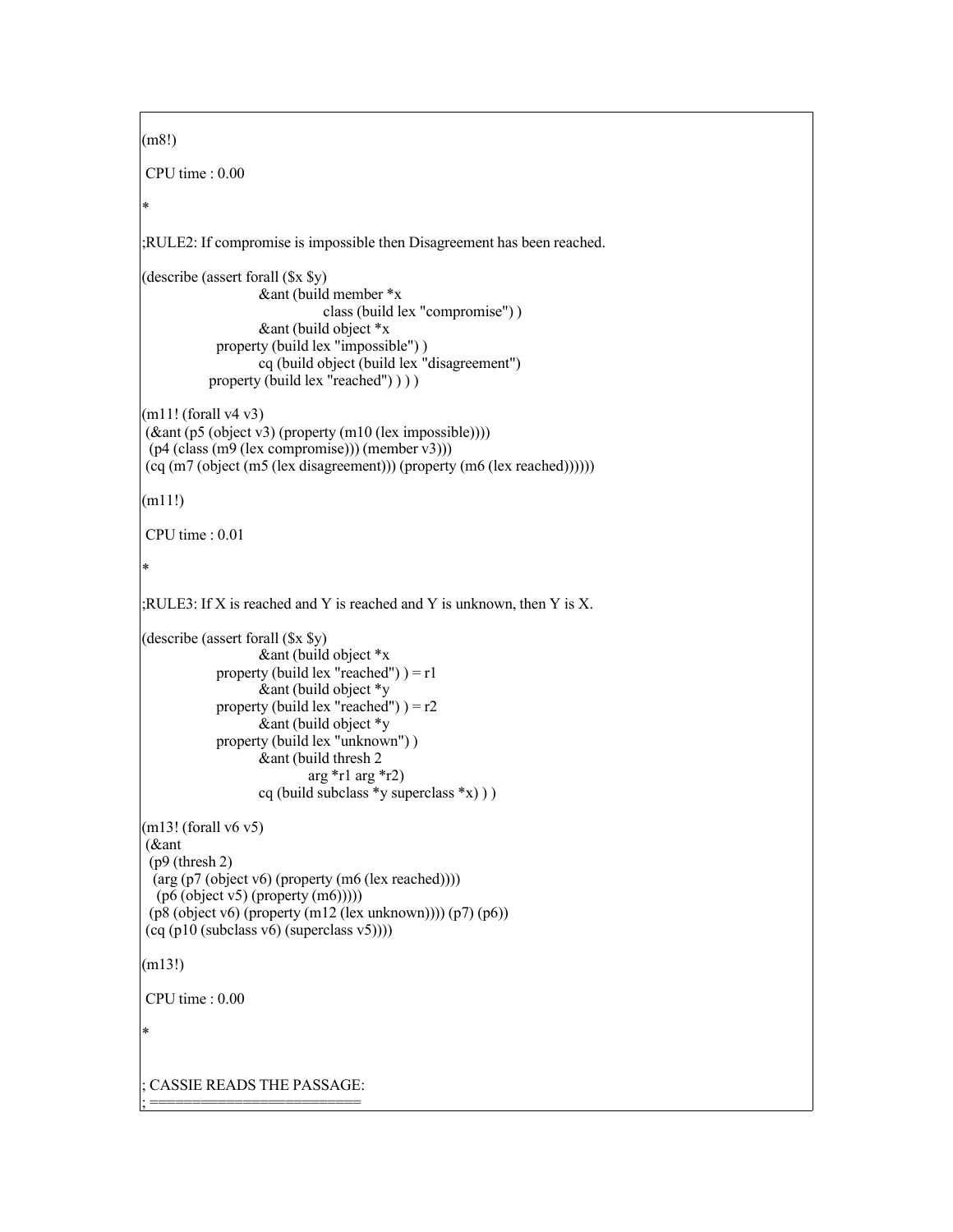```
(m8!)

 CPU time : 0.00

*

;RULE2: If compromise is impossible then Disagreement has been reached.

(describe (assert forall ($x $y)
                          &ant (build member *x
                                     class (build lex "compromise") )
                          &ant (build object *x
                property (build lex "impossible") )
                          cq (build object (build lex "disagreement")
               property (build lex "reached") ) ) )

(m11! (forall v4 v3)
 (&ant (p5 (object v3) (property (m10 (lex impossible))))
  (p4 (class (m9 (lex compromise))) (member v3)))
 (cq (m7 (object (m5 (lex disagreement))) (property (m6 (lex reached))))))

(m11!)

 CPU time : 0.01

*

;RULE3: If X is reached and Y is reached and Y is unknown, then Y is X.

(describe (assert forall ($x $y)
                          &ant (build object *x
                property (build lex "reached") ) = r1
                          &ant (build object *y
                property (build lex "reached") ) = r2
                          &ant (build object *y
                property (build lex "unknown") )
                          &ant (build thresh 2
                                   arg *r1 arg *r2)
                          cq (build subclass *y superclass *x) ) )

(m13! (forall v6 v5)
 (&ant
  (p9 (thresh 2)
   (arg (p7 (object v6) (property (m6 (lex reached))))
    (p6 (object v5) (property (m6)))))
  (p8 (object v6) (property (m12 (lex unknown)))) (p7) (p6))
 (cq (p10 (subclass v6) (superclass v5))))

(m13!)

 CPU time : 0.00

*


; CASSIE READS THE PASSAGE:
; =======================
```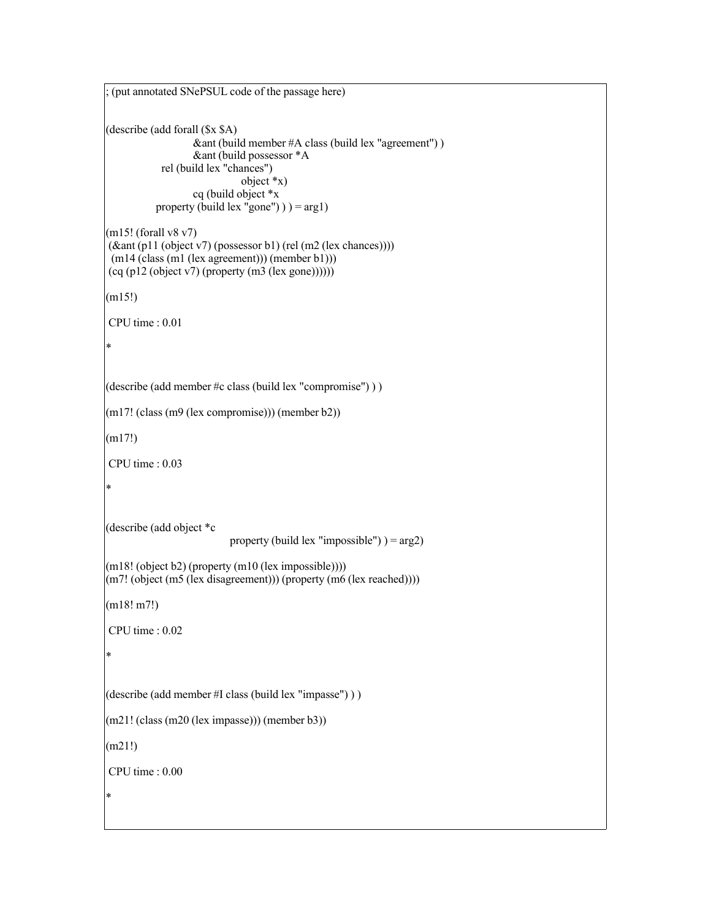```
; (put annotated SNePSUL code of the passage here)


(describe (add forall ($x $A)
                          &ant (build member #A class (build lex "agreement") )
                          &ant (build possessor *A
                rel (build lex "chances")
                                    object *x)
                          cq (build object *x
              property (build lex "gone") ) ) = arg1)

(m15! (forall v8 v7)
 (&ant (p11 (object v7) (possessor b1) (rel (m2 (lex chances))))
  (m14 (class (m1 (lex agreement))) (member b1)))
 (cq (p12 (object v7) (property (m3 (lex gone))))))

(m15!)

 CPU time : 0.01

*


(describe (add member #c class (build lex "compromise") ) )

(m17! (class (m9 (lex compromise))) (member b2))

(m17!)

 CPU time : 0.03

*


(describe (add object *c
                                   property (build lex "impossible") ) = arg2)

(m18! (object b2) (property (m10 (lex impossible))))
(m7! (object (m5 (lex disagreement))) (property (m6 (lex reached))))

(m18! m7!)

 CPU time : 0.02

*


(describe (add member #I class (build lex "impasse") ) )

(m21! (class (m20 (lex impasse))) (member b3))

(m21!)

 CPU time : 0.00

*
```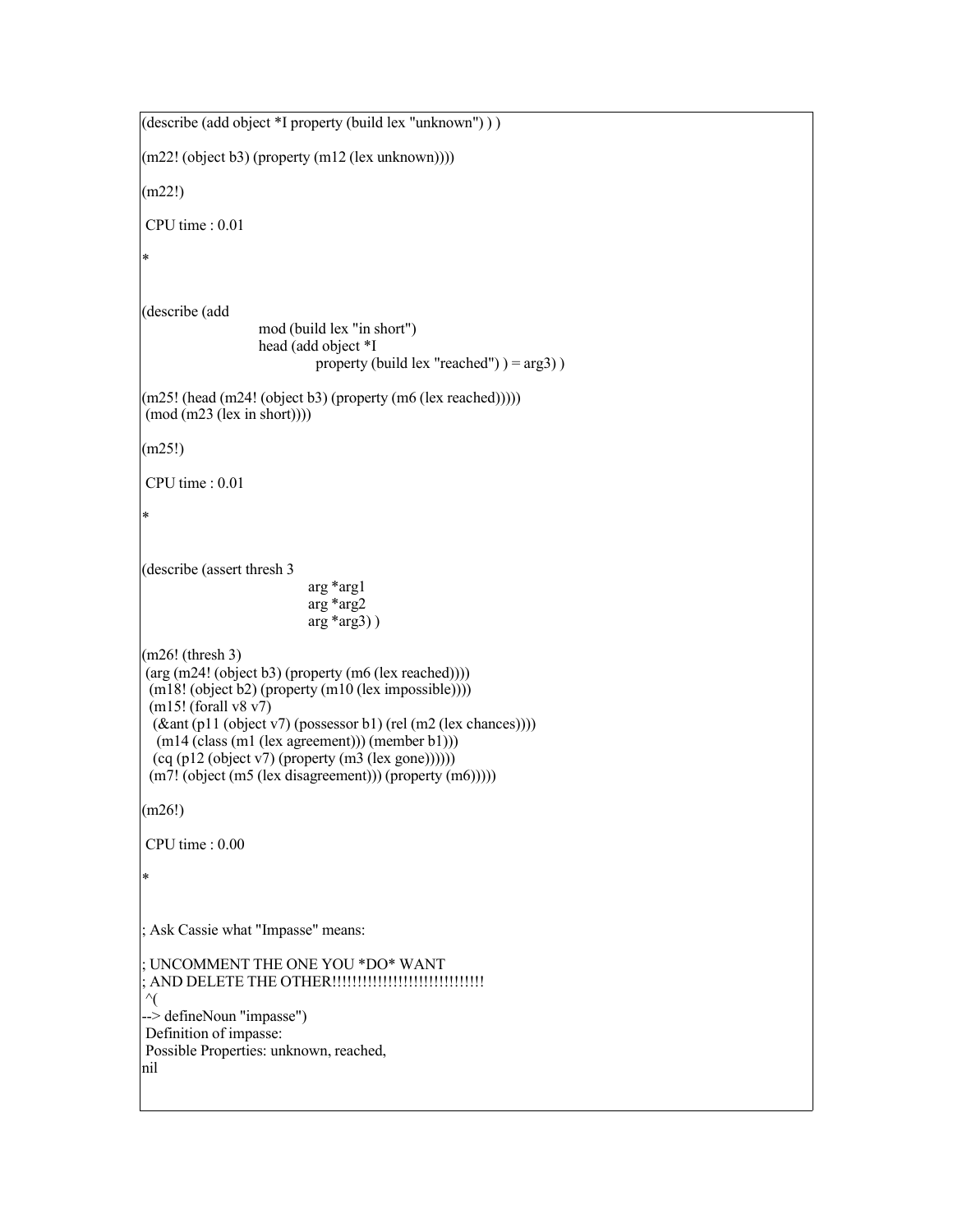```
(describe (add object *I property (build lex "unknown") ) )

(m22! (object b3) (property (m12 (lex unknown))))

(m22!)

 CPU time : 0.01

*


(describe (add
                          mod (build lex "in short")
                          head (add object *I
                                    property (build lex "reached") ) = arg3) )

(m25! (head (m24! (object b3) (property (m6 (lex reached)))))
 (mod (m23 (lex in short))))

(m25!)

 CPU time : 0.01

*


(describe (assert thresh 3
                                  arg *arg1
                                  arg *arg2
                                  arg *arg3) )

(m26! (thresh 3)
 (arg (m24! (object b3) (property (m6 (lex reached))))
  (m18! (object b2) (property (m10 (lex impossible))))
  (m15! (forall v8 v7)
   (&ant (p11 (object v7) (possessor b1) (rel (m2 (lex chances))))
    (m14 (class (m1 (lex agreement))) (member b1)))
   (cq (p12 (object v7) (property (m3 (lex gone))))))
  (m7! (object (m5 (lex disagreement))) (property (m6)))))

(m26!)

 CPU time : 0.00

*


; Ask Cassie what "Impasse" means:

; UNCOMMENT THE ONE YOU *DO* WANT
; AND DELETE THE OTHER!!!!!!!!!!!!!!!!!!!!!!!!!!!!!
 ^(
--> defineNoun "impasse")
 Definition of impasse:
 Possible Properties: unknown, reached,
nil
```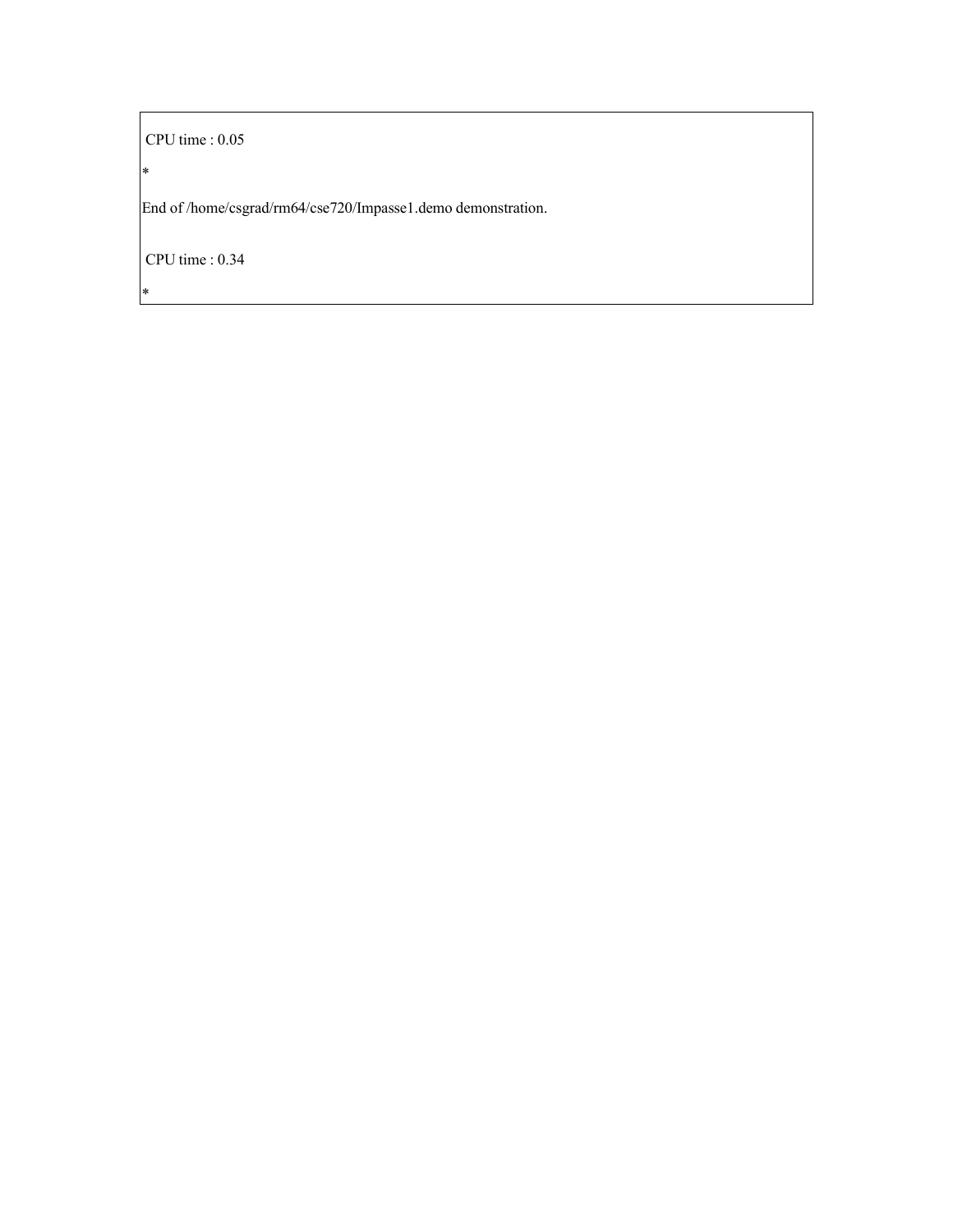```
 CPU time : 0.05

*

End of /home/csgrad/rm64/cse720/Impasse1.demo demonstration.


 CPU time : 0.34

*
```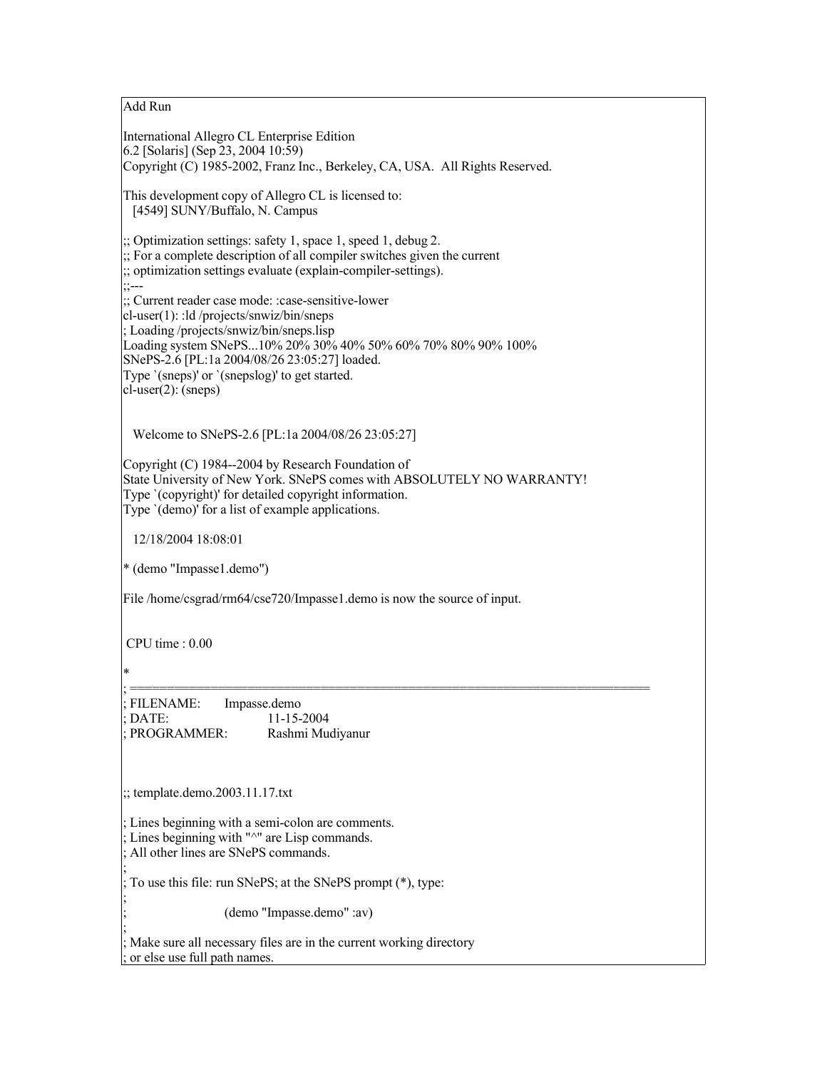Add Run

```
International Allegro CL Enterprise Edition
6.2 [Solaris] (Sep 23, 2004 10:59)
Copyright (C) 1985-2002, Franz Inc., Berkeley, CA, USA.  All Rights Reserved.

This development copy of Allegro CL is licensed to:
   [4549] SUNY/Buffalo, N. Campus

;; Optimization settings: safety 1, space 1, speed 1, debug 2.
;; For a complete description of all compiler switches given the current
;; optimization settings evaluate (explain-compiler-settings).
;;---
;; Current reader case mode: :case-sensitive-lower
cl-user(1): :ld /projects/snwiz/bin/sneps
; Loading /projects/snwiz/bin/sneps.lisp
Loading system SNePS...10% 20% 30% 40% 50% 60% 70% 80% 90% 100%
SNePS-2.6 [PL:1a 2004/08/26 23:05:27] loaded.
Type `(sneps)' or `(snepslog)' to get started.
cl-user(2): (sneps)


   Welcome to SNePS-2.6 [PL:1a 2004/08/26 23:05:27]

Copyright (C) 1984--2004 by Research Foundation of
State University of New York. SNePS comes with ABSOLUTELY NO WARRANTY!
Type `(copyright)' for detailed copyright information.
Type `(demo)' for a list of example applications.

   12/18/2004 18:08:01

* (demo "Impasse1.demo")

File /home/csgrad/rm64/cse720/Impasse1.demo is now the source of input.


 CPU time : 0.00

*
; =======================================================================
; FILENAME:       Impasse.demo
; DATE:                   11-15-2004
; PROGRAMMER:         Rashmi Mudiyanur



;; template.demo.2003.11.17.txt

; Lines beginning with a semi-colon are comments.
; Lines beginning with "^" are Lisp commands.
; All other lines are SNePS commands.
;
; To use this file: run SNePS; at the SNePS prompt (*), type:
;
;                         (demo "Impasse.demo" :av)
;
; Make sure all necessary files are in the current working directory
; or else use full path names.
```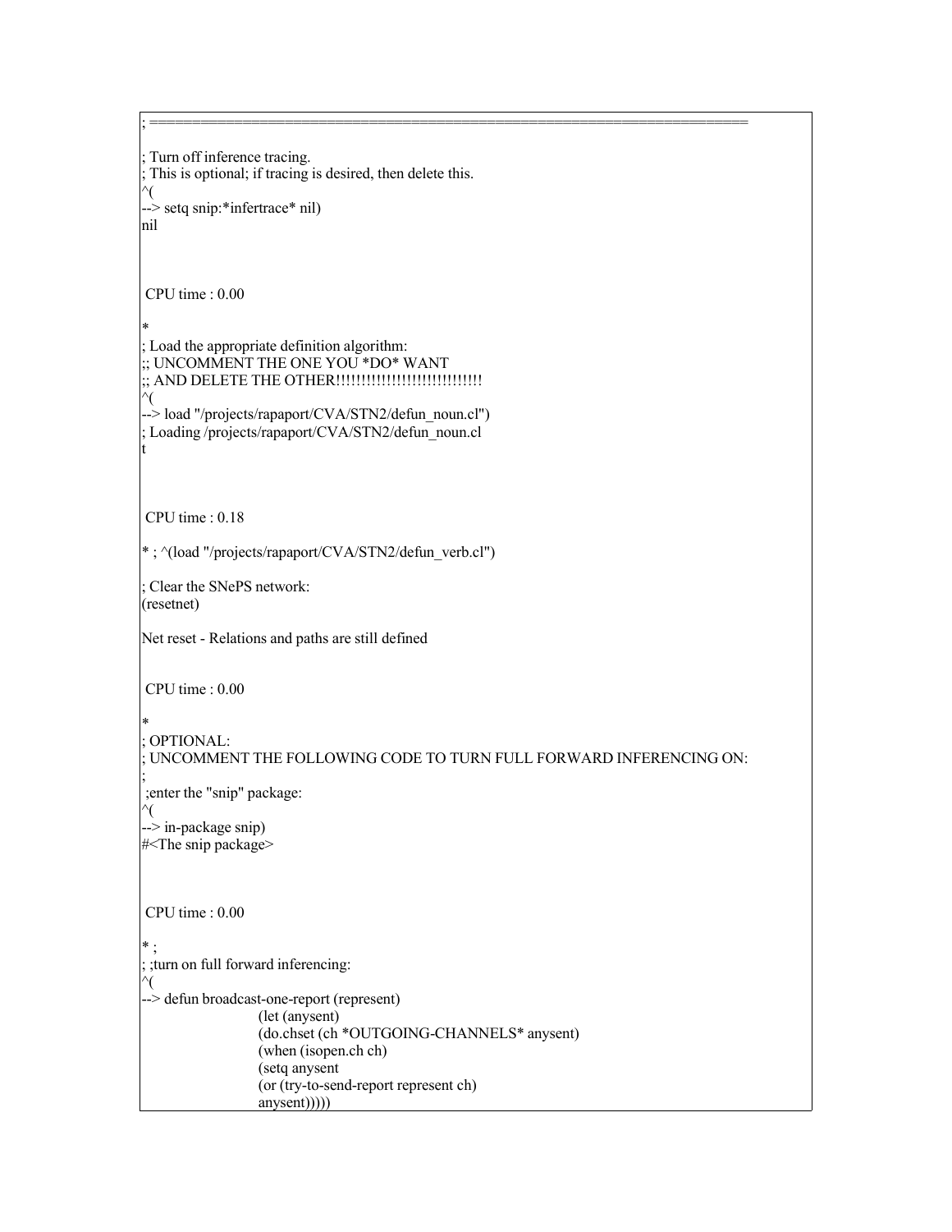```
; =======================================================================

; Turn off inference tracing.
; This is optional; if tracing is desired, then delete this.
^(
--> setq snip:*infertrace* nil)
nil



 CPU time : 0.00

*
; Load the appropriate definition algorithm:
;; UNCOMMENT THE ONE YOU *DO* WANT
;; AND DELETE THE OTHER!!!!!!!!!!!!!!!!!!!!!!!!!!!!!!
^(
--> load "/projects/rapaport/CVA/STN2/defun_noun.cl")
; Loading /projects/rapaport/CVA/STN2/defun_noun.cl
t



 CPU time : 0.18

* ; ^(load "/projects/rapaport/CVA/STN2/defun_verb.cl")

; Clear the SNePS network:
(resetnet)

Net reset - Relations and paths are still defined


 CPU time : 0.00

*
; OPTIONAL:
; UNCOMMENT THE FOLLOWING CODE TO TURN FULL FORWARD INFERENCING ON:
;
 ;enter the "snip" package:
^(
--> in-package snip)
#<The snip package>



 CPU time : 0.00

* ;
; ;turn on full forward inferencing:
^(
--> defun broadcast-one-report (represent)
                        (let (anysent)
                        (do.chset (ch *OUTGOING-CHANNELS* anysent)
                        (when (isopen.ch ch)
                        (setq anysent
                        (or (try-to-send-report represent ch)
                        anysent)))))
```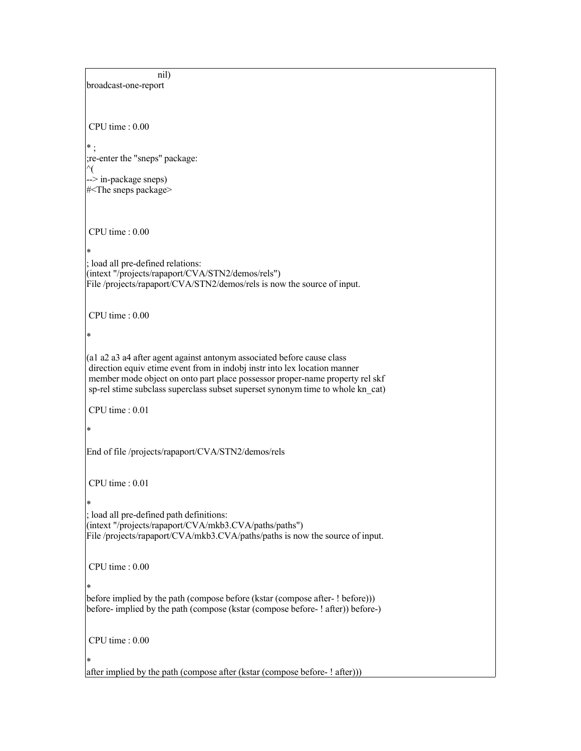```
                        nil)
broadcast-one-report



 CPU time : 0.00

* ;
;re-enter the "sneps" package:
^(
--> in-package sneps)
#<The sneps package>



 CPU time : 0.00

*
; load all pre-defined relations:
(intext "/projects/rapaport/CVA/STN2/demos/rels")
File /projects/rapaport/CVA/STN2/demos/rels is now the source of input.


 CPU time : 0.00

*

(a1 a2 a3 a4 after agent against antonym associated before cause class
 direction equiv etime event from in indobj instr into lex location manner
 member mode object on onto part place possessor proper-name property rel skf
 sp-rel stime subclass superclass subset superset synonym time to whole kn_cat)

 CPU time : 0.01

*

End of file /projects/rapaport/CVA/STN2/demos/rels


 CPU time : 0.01

*
; load all pre-defined path definitions:
(intext "/projects/rapaport/CVA/mkb3.CVA/paths/paths")
File /projects/rapaport/CVA/mkb3.CVA/paths/paths is now the source of input.


 CPU time : 0.00

*
before implied by the path (compose before (kstar (compose after- ! before)))
before- implied by the path (compose (kstar (compose before- ! after)) before-)


 CPU time : 0.00

*
after implied by the path (compose after (kstar (compose before- ! after)))
```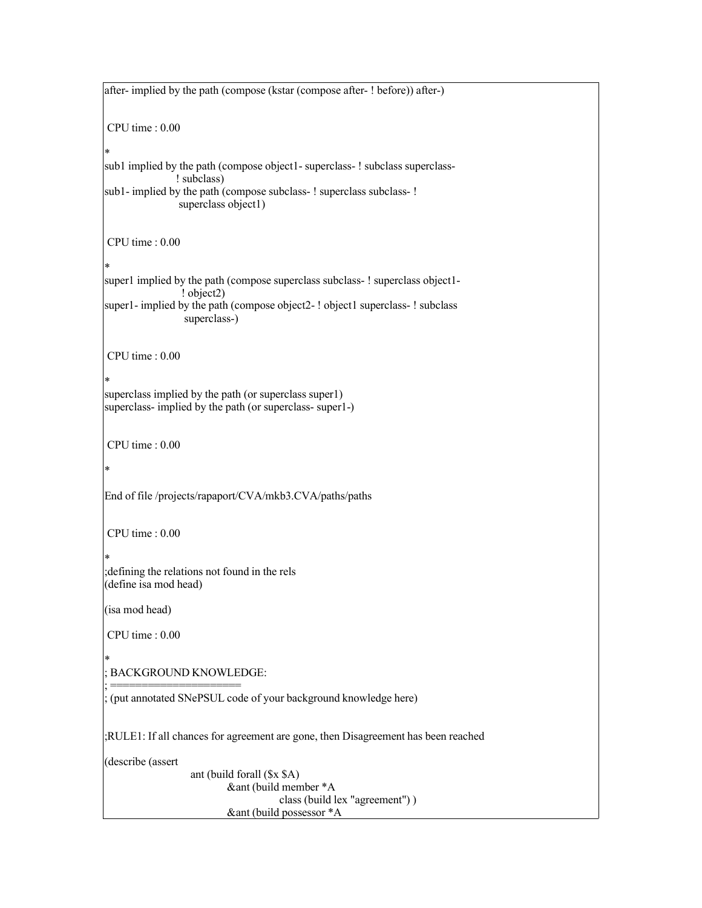```
after- implied by the path (compose (kstar (compose after- ! before)) after-)


 CPU time : 0.00

*
sub1 implied by the path (compose object1- superclass- ! subclass superclass-
                     ! subclass)
sub1- implied by the path (compose subclass- ! superclass subclass- !
                      superclass object1)


 CPU time : 0.00

*
super1 implied by the path (compose superclass subclass- ! superclass object1-
                      ! object2)
super1- implied by the path (compose object2- ! object1 superclass- ! subclass
                       superclass-)


 CPU time : 0.00

*
superclass implied by the path (or superclass super1)
superclass- implied by the path (or superclass- super1-)


 CPU time : 0.00

*

End of file /projects/rapaport/CVA/mkb3.CVA/paths/paths


 CPU time : 0.00

*
;defining the relations not found in the rels
(define isa mod head)

(isa mod head)

 CPU time : 0.00

*
; BACKGROUND KNOWLEDGE:
; =====================
; (put annotated SNePSUL code of your background knowledge here)


;RULE1: If all chances for agreement are gone, then Disagreement has been reached

(describe (assert
                     ant (build forall ($x $A)
                              &ant (build member *A
                                           class (build lex "agreement") )
                              &ant (build possessor *A
```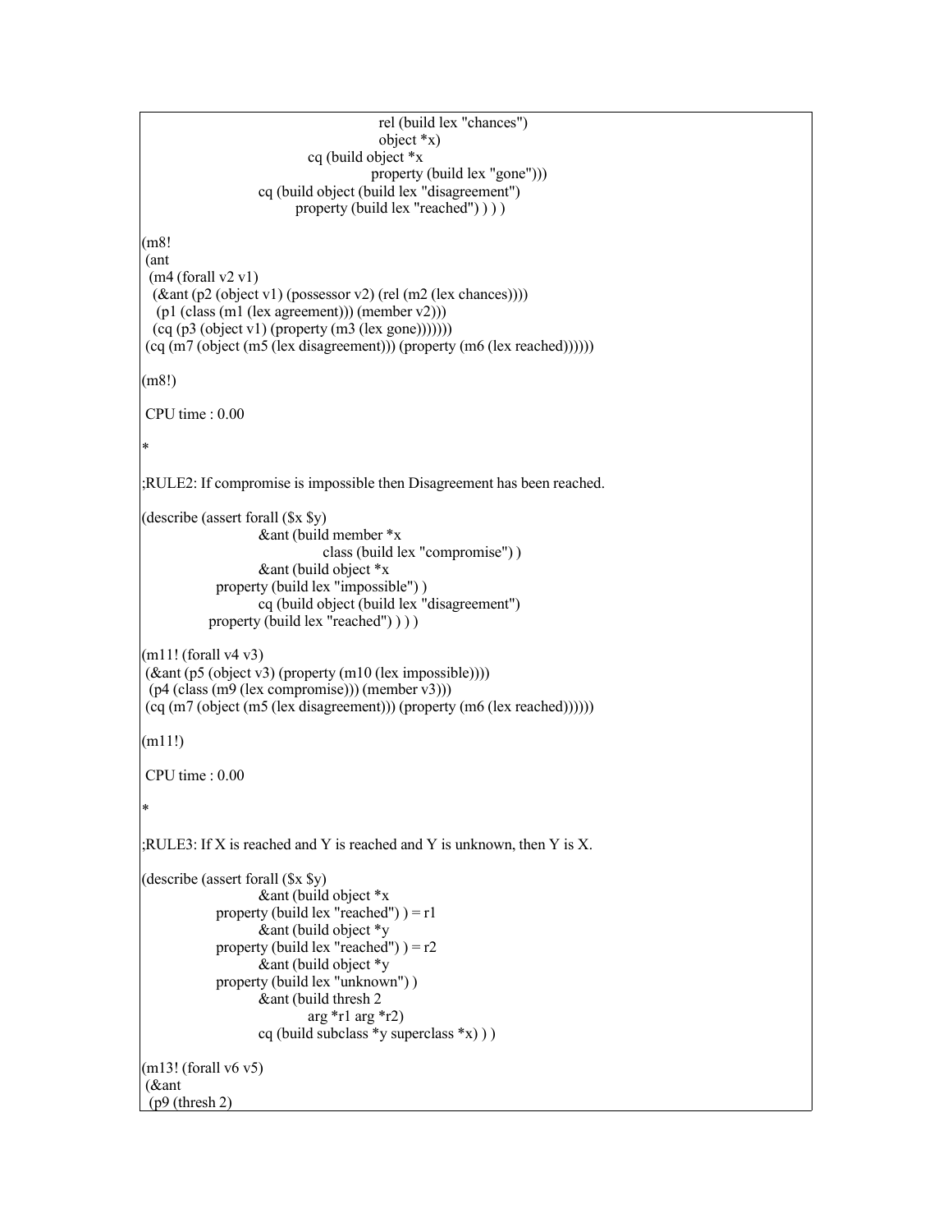```
                                        rel (build lex "chances")
                                        object *x)
                              cq (build object *x
                                        property (build lex "gone")))
                    cq (build object (build lex "disagreement")
                              property (build lex "reached") ) ) )

(m8!
 (ant
  (m4 (forall v2 v1)
   (&ant (p2 (object v1) (possessor v2) (rel (m2 (lex chances))))
    (p1 (class (m1 (lex agreement))) (member v2)))
   (cq (p3 (object v1) (property (m3 (lex gone)))))))
 (cq (m7 (object (m5 (lex disagreement))) (property (m6 (lex reached))))))

(m8!)

 CPU time : 0.00

*

;RULE2: If compromise is impossible then Disagreement has been reached.

(describe (assert forall ($x $y)
                    &ant (build member *x
                              class (build lex "compromise") )
                    &ant (build object *x
               property (build lex "impossible") )
                    cq (build object (build lex "disagreement")
              property (build lex "reached") ) ) )

(m11! (forall v4 v3)
 (&ant (p5 (object v3) (property (m10 (lex impossible))))
  (p4 (class (m9 (lex compromise))) (member v3)))
 (cq (m7 (object (m5 (lex disagreement))) (property (m6 (lex reached))))))

(m11!)

 CPU time : 0.00

*

;RULE3: If X is reached and Y is reached and Y is unknown, then Y is X.

(describe (assert forall ($x $y)
                    &ant (build object *x
               property (build lex "reached") ) = r1
                    &ant (build object *y
               property (build lex "reached") ) = r2
                    &ant (build object *y
               property (build lex "unknown") )
                    &ant (build thresh 2
                              arg *r1 arg *r2)
                    cq (build subclass *y superclass *x) ) )

(m13! (forall v6 v5)
 (&ant
  (p9 (thresh 2)
```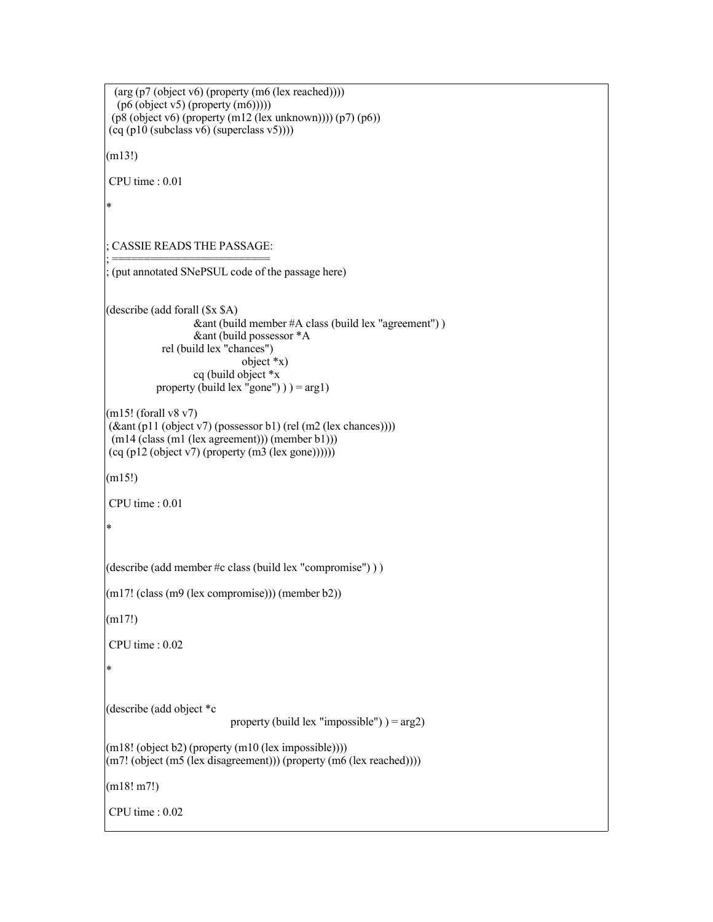```
  (arg (p7 (object v6) (property (m6 (lex reached))))
   (p6 (object v5) (property (m6)))))
 (p8 (object v6) (property (m12 (lex unknown)))) (p7) (p6))
 (cq (p10 (subclass v6) (superclass v5))))

(m13!)

 CPU time : 0.01

*


; CASSIE READS THE PASSAGE:
; =========================
; (put annotated SNePSUL code of the passage here)


(describe (add forall ($x $A)
                          &ant (build member #A class (build lex "agreement") )
                          &ant (build possessor *A
                rel (build lex "chances")
                                    object *x)
                          cq (build object *x
               property (build lex "gone") ) ) = arg1)

(m15! (forall v8 v7)
 (&ant (p11 (object v7) (possessor b1) (rel (m2 (lex chances))))
  (m14 (class (m1 (lex agreement))) (member b1)))
 (cq (p12 (object v7) (property (m3 (lex gone))))))

(m15!)

 CPU time : 0.01

*


(describe (add member #c class (build lex "compromise") ) )

(m17! (class (m9 (lex compromise))) (member b2))

(m17!)

 CPU time : 0.02

*


(describe (add object *c
                                    property (build lex "impossible") ) = arg2)

(m18! (object b2) (property (m10 (lex impossible))))
(m7! (object (m5 (lex disagreement))) (property (m6 (lex reached))))

(m18! m7!)

 CPU time : 0.02
```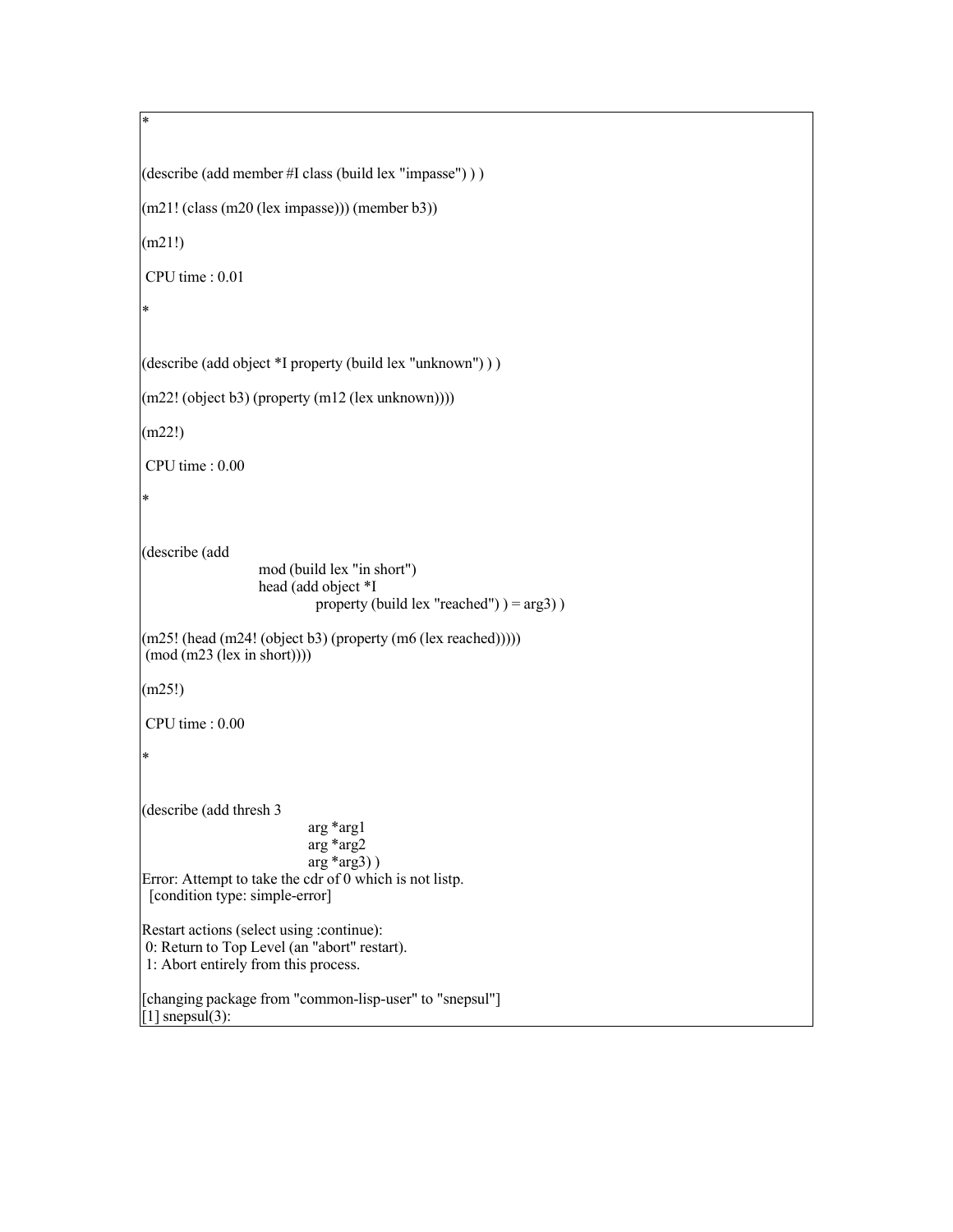```
*

(describe (add member #I class (build lex "impasse") ) )

(m21! (class (m20 (lex impasse))) (member b3))

(m21!)

 CPU time : 0.01

*

(describe (add object *I property (build lex "unknown") ) )

(m22! (object b3) (property (m12 (lex unknown))))

(m22!)

 CPU time : 0.00

*

(describe (add
            mod (build lex "in short")
            head (add object *I
                    property (build lex "reached") ) = arg3) )

(m25! (head (m24! (object b3) (property (m6 (lex reached)))))
 (mod (m23 (lex in short))))

(m25!)

 CPU time : 0.00

*

(describe (add thresh 3
                arg *arg1
                arg *arg2
                arg *arg3) )
Error: Attempt to take the cdr of 0 which is not listp.
  [condition type: simple-error]

Restart actions (select using :continue):
 0: Return to Top Level (an "abort" restart).
 1: Abort entirely from this process.

[changing package from "common-lisp-user" to "snepsul"]
[1] snepsul(3):
```